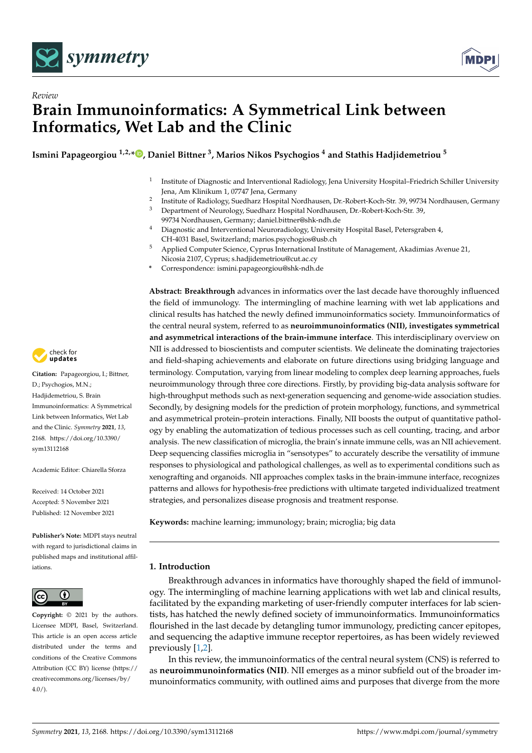*Review*

# Brain Immunoinformatics: A Symmetrical Link between Informatics, Wet Lab and the Clinic

**Ismini Papageorgiou [1,2,*], Daniel Bittner [3], Marios Nikos Psychogios [4] and Stathis Hadjidemetriou [5]**

[1] Institute of Diagnostic and Interventional Radiology, Jena University Hospital–Friedrich Schiller University Jena, Am Klinikum 1, 07747 Jena, Germany
[2] Institute of Radiology, Suedharz Hospital Nordhausen, Dr.-Robert-Koch-Str. 39, 99734 Nordhausen, Germany
[3] Department of Neurology, Suedharz Hospital Nordhausen, Dr.-Robert-Koch-Str. 39, 99734 Nordhausen, Germany; daniel.bittner@shk-ndh.de
[4] Diagnostic and Interventional Neuroradiology, University Hospital Basel, Petersgraben 4, CH-4031 Basel, Switzerland; marios.psychogios@usb.ch
[5] Applied Computer Science, Cyprus International Institute of Management, Akadimias Avenue 21, Nicosia 2107, Cyprus; s.hadjidemetriou@cut.ac.cy
* Correspondence: ismini.papageorgiou@shk-ndh.de

**Abstract: Breakthrough** advances in informatics over the last decade have thoroughly influenced the field of immunology. The intermingling of machine learning with wet lab applications and clinical results has hatched the newly defined immunoinformatics society. Immunoinformatics of the central neural system, referred to as **neuroimmunoinformatics (NII), investigates symmetrical and asymmetrical interactions of the brain-immune interface**. This interdisciplinary overview on NII is addressed to bioscientists and computer scientists. We delineate the dominating trajectories and field-shaping achievements and elaborate on future directions using bridging language and terminology. Computation, varying from linear modeling to complex deep learning approaches, fuels neuroimmunology through three core directions. Firstly, by providing big-data analysis software for high-throughput methods such as next-generation sequencing and genome-wide association studies. Secondly, by designing models for the prediction of protein morphology, functions, and symmetrical and asymmetrical protein–protein interactions. Finally, NII boosts the output of quantitative pathology by enabling the automatization of tedious processes such as cell counting, tracing, and arbor analysis. The new classification of microglia, the brain's innate immune cells, was an NII achievement. Deep sequencing classifies microglia in "sensotypes" to accurately describe the versatility of immune responses to physiological and pathological challenges, as well as to experimental conditions such as xenografting and organoids. NII approaches complex tasks in the brain-immune interface, recognizes patterns and allows for hypothesis-free predictions with ultimate targeted individualized treatment strategies, and personalizes disease prognosis and treatment response.

**Keywords:** machine learning; immunology; brain; microglia; big data

**Citation:** Papageorgiou, I.; Bittner, D.; Psychogios, M.N.; Hadjidemetriou, S. Brain Immunoinformatics: A Symmetrical Link between Informatics, Wet Lab and the Clinic. *Symmetry* **2021**, *13*, 2168. https://doi.org/10.3390/sym13112168

Academic Editor: Chiarella Sforza

Received: 14 October 2021
Accepted: 5 November 2021
Published: 12 November 2021

**Publisher's Note:** MDPI stays neutral with regard to jurisdictional claims in published maps and institutional affiliations.

**Copyright:** © 2021 by the authors. Licensee MDPI, Basel, Switzerland. This article is an open access article distributed under the terms and conditions of the Creative Commons Attribution (CC BY) license (https://creativecommons.org/licenses/by/4.0/).

## 1. Introduction

Breakthrough advances in informatics have thoroughly shaped the field of immunology. The intermingling of machine learning applications with wet lab and clinical results, facilitated by the expanding marketing of user-friendly computer interfaces for lab scientists, has hatched the newly defined society of immunoinformatics. Immunoinformatics flourished in the last decade by detangling tumor immunology, predicting cancer epitopes, and sequencing the adaptive immune receptor repertoires, as has been widely reviewed previously [1,2].

In this review, the immunoinformatics of the central neural system (CNS) is referred to as **neuroimmunoinformatics (NII)**. NII emerges as a minor subfield out of the broader immunoinformatics community, with outlined aims and purposes that diverge from the more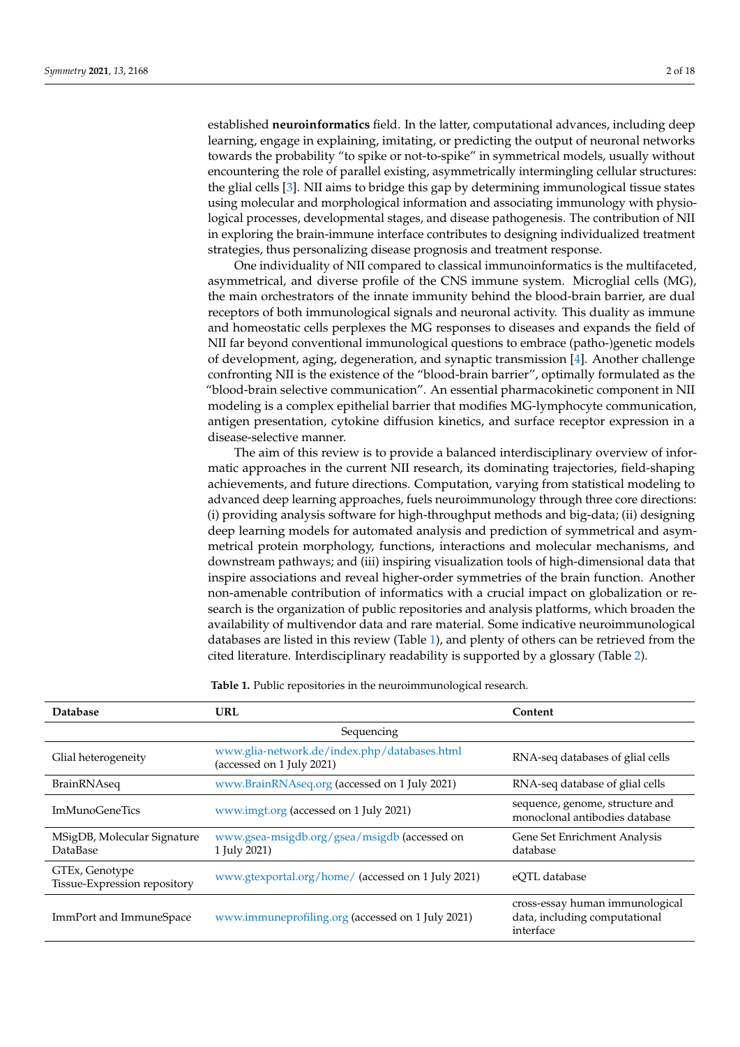established **neuroinformatics** field. In the latter, computational advances, including deep learning, engage in explaining, imitating, or predicting the output of neuronal networks towards the probability "to spike or not-to-spike" in symmetrical models, usually without encountering the role of parallel existing, asymmetrically intermingling cellular structures: the glial cells [3]. NII aims to bridge this gap by determining immunological tissue states using molecular and morphological information and associating immunology with physiological processes, developmental stages, and disease pathogenesis. The contribution of NII in exploring the brain-immune interface contributes to designing individualized treatment strategies, thus personalizing disease prognosis and treatment response.

One individuality of NII compared to classical immunoinformatics is the multifaceted, asymmetrical, and diverse profile of the CNS immune system. Microglial cells (MG), the main orchestrators of the innate immunity behind the blood-brain barrier, are dual receptors of both immunological signals and neuronal activity. This duality as immune and homeostatic cells perplexes the MG responses to diseases and expands the field of NII far beyond conventional immunological questions to embrace (patho-)genetic models of development, aging, degeneration, and synaptic transmission [4]. Another challenge confronting NII is the existence of the "blood-brain barrier", optimally formulated as the "blood-brain selective communication". An essential pharmacokinetic component in NII modeling is a complex epithelial barrier that modifies MG-lymphocyte communication, antigen presentation, cytokine diffusion kinetics, and surface receptor expression in a disease-selective manner.

The aim of this review is to provide a balanced interdisciplinary overview of informatic approaches in the current NII research, its dominating trajectories, field-shaping achievements, and future directions. Computation, varying from statistical modeling to advanced deep learning approaches, fuels neuroimmunology through three core directions: (i) providing analysis software for high-throughput methods and big-data; (ii) designing deep learning models for automated analysis and prediction of symmetrical and asymmetrical protein morphology, functions, interactions and molecular mechanisms, and downstream pathways; and (iii) inspiring visualization tools of high-dimensional data that inspire associations and reveal higher-order symmetries of the brain function. Another non-amenable contribution of informatics with a crucial impact on globalization or research is the organization of public repositories and analysis platforms, which broaden the availability of multivendor data and rare material. Some indicative neuroimmunological databases are listed in this review (Table 1), and plenty of others can be retrieved from the cited literature. Interdisciplinary readability is supported by a glossary (Table 2).

**Table 1.** Public repositories in the neuroimmunological research.

| Database | URL | Content |
|---|---|---|
| | Sequencing | |
| Glial heterogeneity | www.glia-network.de/index.php/databases.html (accessed on 1 July 2021) | RNA-seq databases of glial cells |
| BrainRNAseq | www.BrainRNAseq.org (accessed on 1 July 2021) | RNA-seq database of glial cells |
| ImMunoGeneTics | www.imgt.org (accessed on 1 July 2021) | sequence, genome, structure and monoclonal antibodies database |
| MSigDB, Molecular Signature DataBase | www.gsea-msigdb.org/gsea/msigdb (accessed on 1 July 2021) | Gene Set Enrichment Analysis database |
| GTEx, Genotype Tissue-Expression repository | www.gtexportal.org/home/ (accessed on 1 July 2021) | eQTL database |
| ImmPort and ImmuneSpace | www.immuneprofiling.org (accessed on 1 July 2021) | cross-essay human immunological data, including computational interface |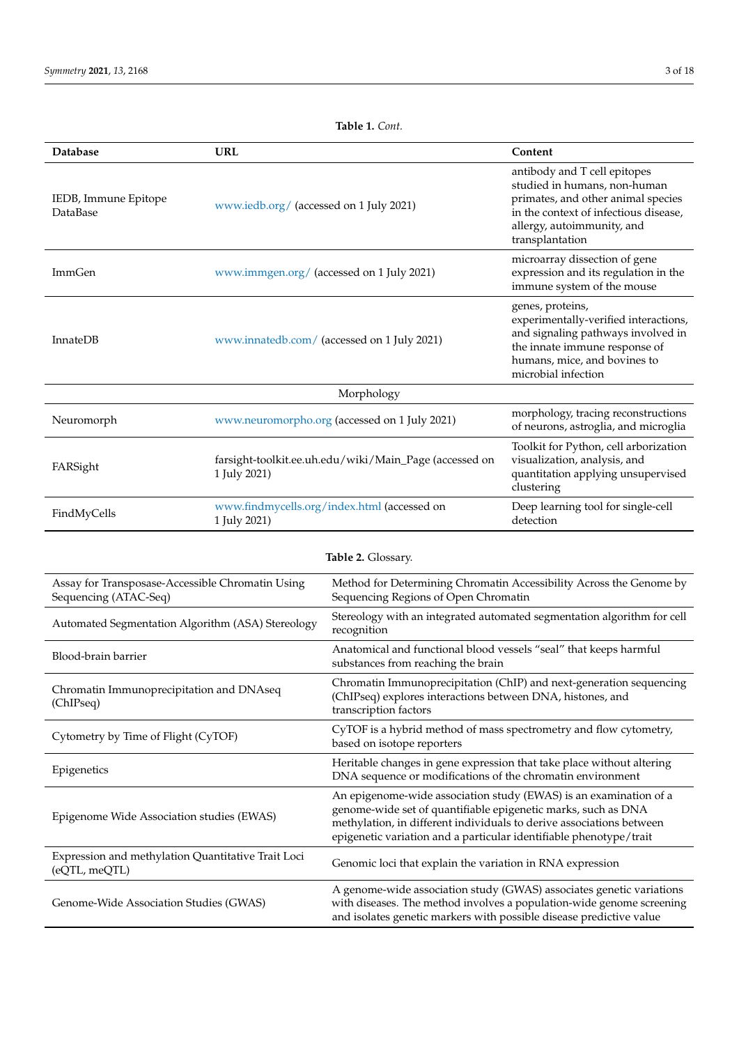**Table 1.** *Cont.*

| Database | URL | Content |
|---|---|---|
| IEDB, Immune Epitope DataBase | www.iedb.org/ (accessed on 1 July 2021) | antibody and T cell epitopes studied in humans, non-human primates, and other animal species in the context of infectious disease, allergy, autoimmunity, and transplantation |
| ImmGen | www.immgen.org/ (accessed on 1 July 2021) | microarray dissection of gene expression and its regulation in the immune system of the mouse |
| InnateDB | www.innatedb.com/ (accessed on 1 July 2021) | genes, proteins, experimentally-verified interactions, and signaling pathways involved in the innate immune response of humans, mice, and bovines to microbial infection |
| | Morphology | |
| Neuromorph | www.neuromorpho.org (accessed on 1 July 2021) | morphology, tracing reconstructions of neurons, astroglia, and microglia |
| FARSight | farsight-toolkit.ee.uh.edu/wiki/Main_Page (accessed on 1 July 2021) | Toolkit for Python, cell arborization visualization, analysis, and quantitation applying unsupervised clustering |
| FindMyCells | www.findmycells.org/index.html (accessed on 1 July 2021) | Deep learning tool for single-cell detection |

**Table 2.** Glossary.

| | |
|---|---|
| Assay for Transposase-Accessible Chromatin Using Sequencing (ATAC-Seq) | Method for Determining Chromatin Accessibility Across the Genome by Sequencing Regions of Open Chromatin |
| Automated Segmentation Algorithm (ASA) Stereology | Stereology with an integrated automated segmentation algorithm for cell recognition |
| Blood-brain barrier | Anatomical and functional blood vessels "seal" that keeps harmful substances from reaching the brain |
| Chromatin Immunoprecipitation and DNAseq (ChIPseq) | Chromatin Immunoprecipitation (ChIP) and next-generation sequencing (ChIPseq) explores interactions between DNA, histones, and transcription factors |
| Cytometry by Time of Flight (CyTOF) | CyTOF is a hybrid method of mass spectrometry and flow cytometry, based on isotope reporters |
| Epigenetics | Heritable changes in gene expression that take place without altering DNA sequence or modifications of the chromatin environment |
| Epigenome Wide Association studies (EWAS) | An epigenome-wide association study (EWAS) is an examination of a genome-wide set of quantifiable epigenetic marks, such as DNA methylation, in different individuals to derive associations between epigenetic variation and a particular identifiable phenotype/trait |
| Expression and methylation Quantitative Trait Loci (eQTL, meQTL) | Genomic loci that explain the variation in RNA expression |
| Genome-Wide Association Studies (GWAS) | A genome-wide association study (GWAS) associates genetic variations with diseases. The method involves a population-wide genome screening and isolates genetic markers with possible disease predictive value |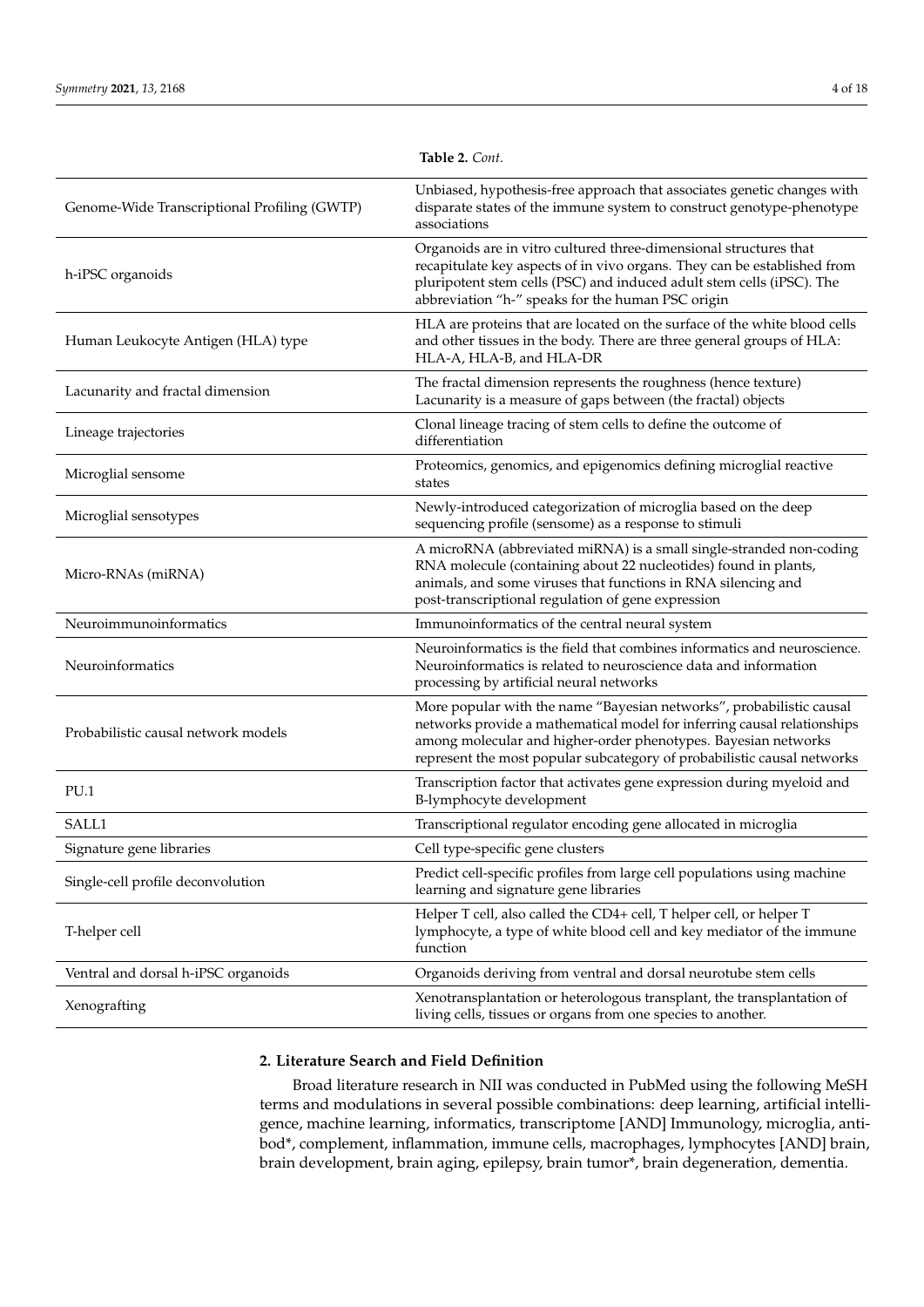**Table 2.** *Cont.*

| | |
|---|---|
| Genome-Wide Transcriptional Profiling (GWTP) | Unbiased, hypothesis-free approach that associates genetic changes with disparate states of the immune system to construct genotype-phenotype associations |
| h-iPSC organoids | Organoids are in vitro cultured three-dimensional structures that recapitulate key aspects of in vivo organs. They can be established from pluripotent stem cells (PSC) and induced adult stem cells (iPSC). The abbreviation "h-" speaks for the human PSC origin |
| Human Leukocyte Antigen (HLA) type | HLA are proteins that are located on the surface of the white blood cells and other tissues in the body. There are three general groups of HLA: HLA-A, HLA-B, and HLA-DR |
| Lacunarity and fractal dimension | The fractal dimension represents the roughness (hence texture) Lacunarity is a measure of gaps between (the fractal) objects |
| Lineage trajectories | Clonal lineage tracing of stem cells to define the outcome of differentiation |
| Microglial sensome | Proteomics, genomics, and epigenomics defining microglial reactive states |
| Microglial sensotypes | Newly-introduced categorization of microglia based on the deep sequencing profile (sensome) as a response to stimuli |
| Micro-RNAs (miRNA) | A microRNA (abbreviated miRNA) is a small single-stranded non-coding RNA molecule (containing about 22 nucleotides) found in plants, animals, and some viruses that functions in RNA silencing and post-transcriptional regulation of gene expression |
| Neuroimmunoinformatics | Immunoinformatics of the central neural system |
| Neuroinformatics | Neuroinformatics is the field that combines informatics and neuroscience. Neuroinformatics is related to neuroscience data and information processing by artificial neural networks |
| Probabilistic causal network models | More popular with the name "Bayesian networks", probabilistic causal networks provide a mathematical model for inferring causal relationships among molecular and higher-order phenotypes. Bayesian networks represent the most popular subcategory of probabilistic causal networks |
| PU.1 | Transcription factor that activates gene expression during myeloid and B-lymphocyte development |
| SALL1 | Transcriptional regulator encoding gene allocated in microglia |
| Signature gene libraries | Cell type-specific gene clusters |
| Single-cell profile deconvolution | Predict cell-specific profiles from large cell populations using machine learning and signature gene libraries |
| T-helper cell | Helper T cell, also called the CD4+ cell, T helper cell, or helper T lymphocyte, a type of white blood cell and key mediator of the immune function |
| Ventral and dorsal h-iPSC organoids | Organoids deriving from ventral and dorsal neurotube stem cells |
| Xenografting | Xenotransplantation or heterologous transplant, the transplantation of living cells, tissues or organs from one species to another. |

## 2. Literature Search and Field Definition

Broad literature research in NII was conducted in PubMed using the following MeSH terms and modulations in several possible combinations: deep learning, artificial intelligence, machine learning, informatics, transcriptome [AND] Immunology, microglia, antibod*, complement, inflammation, immune cells, macrophages, lymphocytes [AND] brain, brain development, brain aging, epilepsy, brain tumor*, brain degeneration, dementia.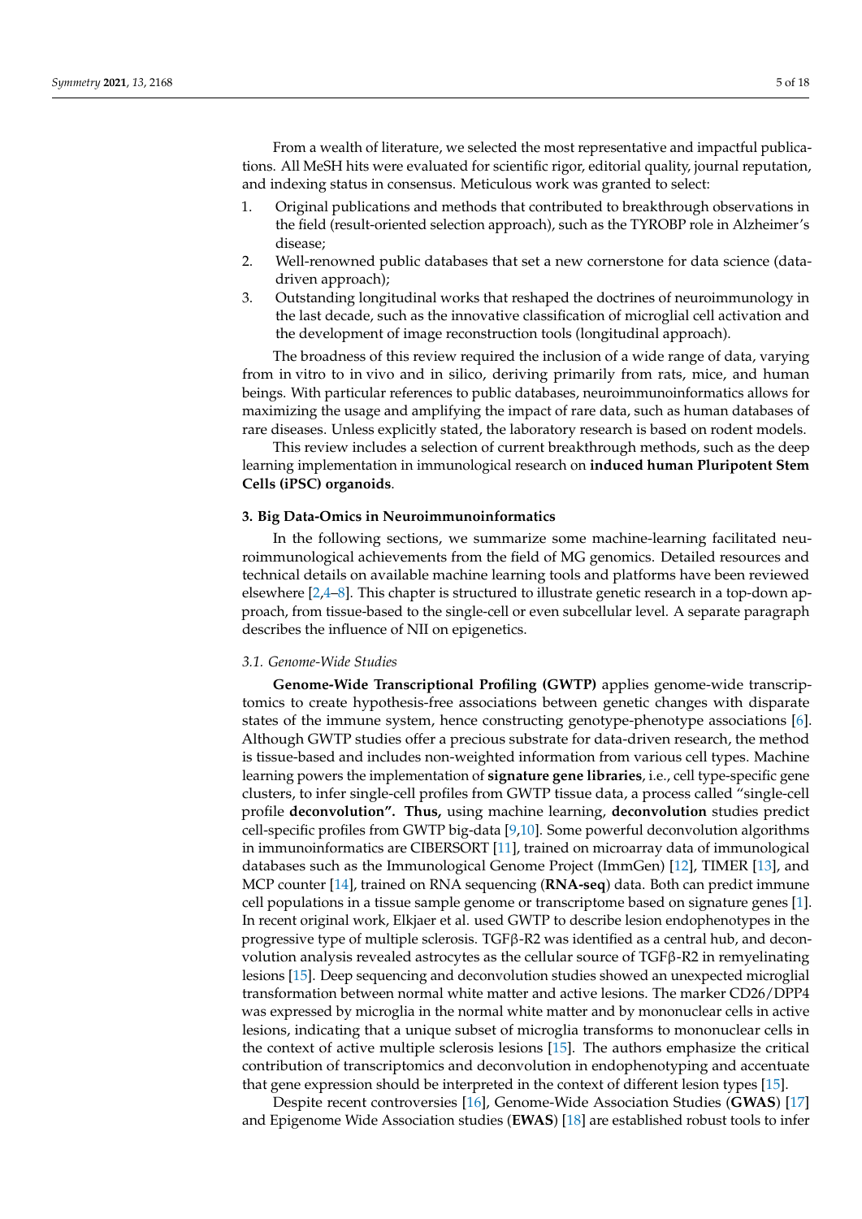From a wealth of literature, we selected the most representative and impactful publications. All MeSH hits were evaluated for scientific rigor, editorial quality, journal reputation, and indexing status in consensus. Meticulous work was granted to select:

1. Original publications and methods that contributed to breakthrough observations in the field (result-oriented selection approach), such as the TYROBP role in Alzheimer's disease;
2. Well-renowned public databases that set a new cornerstone for data science (data-driven approach);
3. Outstanding longitudinal works that reshaped the doctrines of neuroimmunology in the last decade, such as the innovative classification of microglial cell activation and the development of image reconstruction tools (longitudinal approach).

The broadness of this review required the inclusion of a wide range of data, varying from in vitro to in vivo and in silico, deriving primarily from rats, mice, and human beings. With particular references to public databases, neuroimmunoinformatics allows for maximizing the usage and amplifying the impact of rare data, such as human databases of rare diseases. Unless explicitly stated, the laboratory research is based on rodent models.

This review includes a selection of current breakthrough methods, such as the deep learning implementation in immunological research on **induced human Pluripotent Stem Cells (iPSC) organoids**.

## 3. Big Data-Omics in Neuroimmunoinformatics

In the following sections, we summarize some machine-learning facilitated neuroimmunological achievements from the field of MG genomics. Detailed resources and technical details on available machine learning tools and platforms have been reviewed elsewhere [2,4–8]. This chapter is structured to illustrate genetic research in a top-down approach, from tissue-based to the single-cell or even subcellular level. A separate paragraph describes the influence of NII on epigenetics.

### 3.1. Genome-Wide Studies

**Genome-Wide Transcriptional Profiling (GWTP)** applies genome-wide transcriptomics to create hypothesis-free associations between genetic changes with disparate states of the immune system, hence constructing genotype-phenotype associations [6]. Although GWTP studies offer a precious substrate for data-driven research, the method is tissue-based and includes non-weighted information from various cell types. Machine learning powers the implementation of **signature gene libraries**, i.e., cell type-specific gene clusters, to infer single-cell profiles from GWTP tissue data, a process called "single-cell profile **deconvolution". Thus,** using machine learning, **deconvolution** studies predict cell-specific profiles from GWTP big-data [9,10]. Some powerful deconvolution algorithms in immunoinformatics are CIBERSORT [11], trained on microarray data of immunological databases such as the Immunological Genome Project (ImmGen) [12], TIMER [13], and MCP counter [14], trained on RNA sequencing (**RNA-seq**) data. Both can predict immune cell populations in a tissue sample genome or transcriptome based on signature genes [1]. In recent original work, Elkjaer et al. used GWTP to describe lesion endophenotypes in the progressive type of multiple sclerosis. TGFβ-R2 was identified as a central hub, and deconvolution analysis revealed astrocytes as the cellular source of TGFβ-R2 in remyelinating lesions [15]. Deep sequencing and deconvolution studies showed an unexpected microglial transformation between normal white matter and active lesions. The marker CD26/DPP4 was expressed by microglia in the normal white matter and by mononuclear cells in active lesions, indicating that a unique subset of microglia transforms to mononuclear cells in the context of active multiple sclerosis lesions [15]. The authors emphasize the critical contribution of transcriptomics and deconvolution in endophenotyping and accentuate that gene expression should be interpreted in the context of different lesion types [15].

Despite recent controversies [16], Genome-Wide Association Studies (**GWAS**) [17] and Epigenome Wide Association studies (**EWAS**) [18] are established robust tools to infer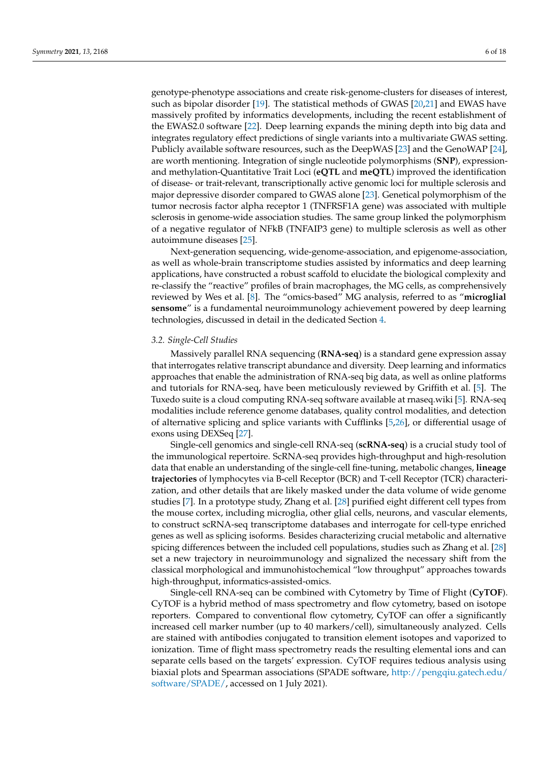genotype-phenotype associations and create risk-genome-clusters for diseases of interest, such as bipolar disorder [19]. The statistical methods of GWAS [20,21] and EWAS have massively profited by informatics developments, including the recent establishment of the EWAS2.0 software [22]. Deep learning expands the mining depth into big data and integrates regulatory effect predictions of single variants into a multivariate GWAS setting. Publicly available software resources, such as the DeepWAS [23] and the GenoWAP [24], are worth mentioning. Integration of single nucleotide polymorphisms (**SNP**), expression- and methylation-Quantitative Trait Loci (**eQTL** and **meQTL**) improved the identification of disease- or trait-relevant, transcriptionally active genomic loci for multiple sclerosis and major depressive disorder compared to GWAS alone [23]. Genetical polymorphism of the tumor necrosis factor alpha receptor 1 (TNFRSF1A gene) was associated with multiple sclerosis in genome-wide association studies. The same group linked the polymorphism of a negative regulator of NFkB (TNFAIP3 gene) to multiple sclerosis as well as other autoimmune diseases [25].

Next-generation sequencing, wide-genome-association, and epigenome-association, as well as whole-brain transcriptome studies assisted by informatics and deep learning applications, have constructed a robust scaffold to elucidate the biological complexity and re-classify the "reactive" profiles of brain macrophages, the MG cells, as comprehensively reviewed by Wes et al. [8]. The "omics-based" MG analysis, referred to as "**microglial sensome**" is a fundamental neuroimmunology achievement powered by deep learning technologies, discussed in detail in the dedicated Section 4.

### 3.2. Single-Cell Studies

Massively parallel RNA sequencing (**RNA-seq**) is a standard gene expression assay that interrogates relative transcript abundance and diversity. Deep learning and informatics approaches that enable the administration of RNA-seq big data, as well as online platforms and tutorials for RNA-seq, have been meticulously reviewed by Griffith et al. [5]. The Tuxedo suite is a cloud computing RNA-seq software available at rnaseq.wiki [5]. RNA-seq modalities include reference genome databases, quality control modalities, and detection of alternative splicing and splice variants with Cufflinks [5,26], or differential usage of exons using DEXSeq [27].

Single-cell genomics and single-cell RNA-seq (**scRNA-seq**) is a crucial study tool of the immunological repertoire. ScRNA-seq provides high-throughput and high-resolution data that enable an understanding of the single-cell fine-tuning, metabolic changes, **lineage trajectories** of lymphocytes via B-cell Receptor (BCR) and T-cell Receptor (TCR) characterization, and other details that are likely masked under the data volume of wide genome studies [7]. In a prototype study, Zhang et al. [28] purified eight different cell types from the mouse cortex, including microglia, other glial cells, neurons, and vascular elements, to construct scRNA-seq transcriptome databases and interrogate for cell-type enriched genes as well as splicing isoforms. Besides characterizing crucial metabolic and alternative spicing differences between the included cell populations, studies such as Zhang et al. [28] set a new trajectory in neuroimmunology and signalized the necessary shift from the classical morphological and immunohistochemical "low throughput" approaches towards high-throughput, informatics-assisted-omics.

Single-cell RNA-seq can be combined with Cytometry by Time of Flight (**CyTOF**). CyTOF is a hybrid method of mass spectrometry and flow cytometry, based on isotope reporters. Compared to conventional flow cytometry, CyTOF can offer a significantly increased cell marker number (up to 40 markers/cell), simultaneously analyzed. Cells are stained with antibodies conjugated to transition element isotopes and vaporized to ionization. Time of flight mass spectrometry reads the resulting elemental ions and can separate cells based on the targets' expression. CyTOF requires tedious analysis using biaxial plots and Spearman associations (SPADE software, http://pengqiu.gatech.edu/software/SPADE/, accessed on 1 July 2021).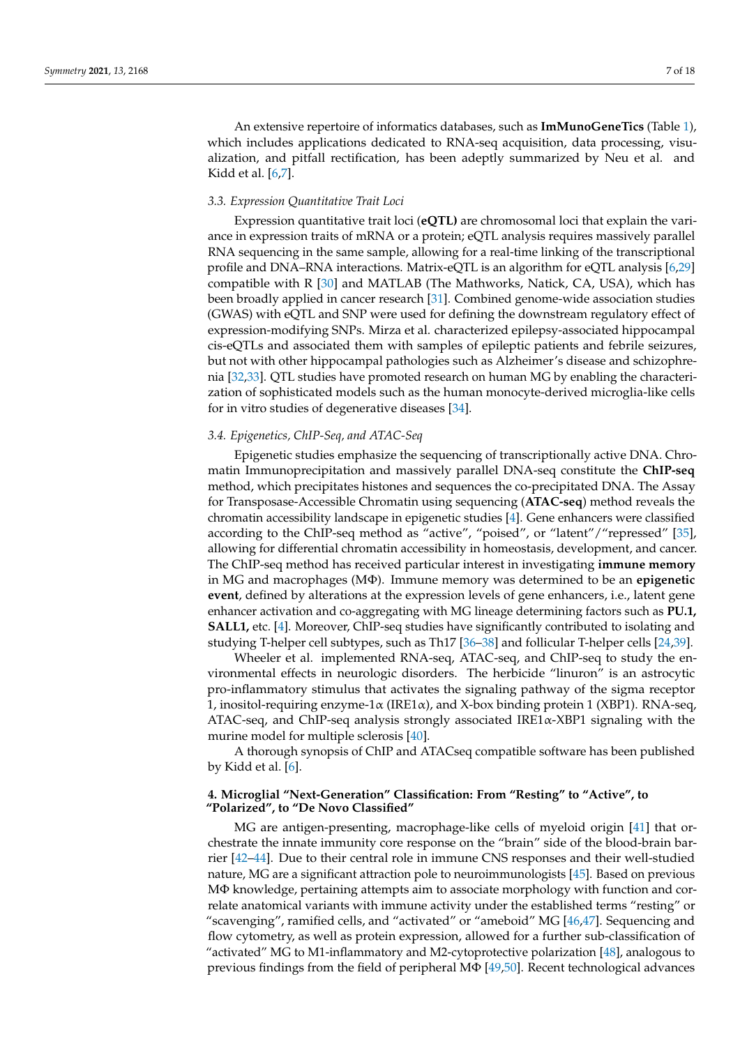An extensive repertoire of informatics databases, such as **ImMunoGeneTics** (Table 1), which includes applications dedicated to RNA-seq acquisition, data processing, visualization, and pitfall rectification, has been adeptly summarized by Neu et al.  and Kidd et al. [6,7].

### 3.3. Expression Quantitative Trait Loci

Expression quantitative trait loci (**eQTL)** are chromosomal loci that explain the variance in expression traits of mRNA or a protein; eQTL analysis requires massively parallel RNA sequencing in the same sample, allowing for a real-time linking of the transcriptional profile and DNA–RNA interactions. Matrix-eQTL is an algorithm for eQTL analysis [6,29] compatible with R [30] and MATLAB (The Mathworks, Natick, CA, USA), which has been broadly applied in cancer research [31]. Combined genome-wide association studies (GWAS) with eQTL and SNP were used for defining the downstream regulatory effect of expression-modifying SNPs. Mirza et al. characterized epilepsy-associated hippocampal cis-eQTLs and associated them with samples of epileptic patients and febrile seizures, but not with other hippocampal pathologies such as Alzheimer's disease and schizophrenia [32,33]. QTL studies have promoted research on human MG by enabling the characterization of sophisticated models such as the human monocyte-derived microglia-like cells for in vitro studies of degenerative diseases [34].

### 3.4. Epigenetics, ChIP-Seq, and ATAC-Seq

Epigenetic studies emphasize the sequencing of transcriptionally active DNA. Chromatin Immunoprecipitation and massively parallel DNA-seq constitute the **ChIP-seq** method, which precipitates histones and sequences the co-precipitated DNA. The Assay for Transposase-Accessible Chromatin using sequencing (**ATAC-seq**) method reveals the chromatin accessibility landscape in epigenetic studies [4]. Gene enhancers were classified according to the ChIP-seq method as "active", "poised", or "latent"/"repressed" [35], allowing for differential chromatin accessibility in homeostasis, development, and cancer. The ChIP-seq method has received particular interest in investigating **immune memory** in MG and macrophages (MΦ). Immune memory was determined to be an **epigenetic event**, defined by alterations at the expression levels of gene enhancers, i.e., latent gene enhancer activation and co-aggregating with MG lineage determining factors such as **PU.1, SALL1,** etc. [4]. Moreover, ChIP-seq studies have significantly contributed to isolating and studying T-helper cell subtypes, such as Th17 [36–38] and follicular T-helper cells [24,39].

Wheeler et al. implemented RNA-seq, ATAC-seq, and ChIP-seq to study the environmental effects in neurologic disorders. The herbicide "linuron" is an astrocytic pro-inflammatory stimulus that activates the signaling pathway of the sigma receptor 1, inositol-requiring enzyme-1α (IRE1α), and X-box binding protein 1 (XBP1). RNA-seq, ATAC-seq, and ChIP-seq analysis strongly associated IRE1α-XBP1 signaling with the murine model for multiple sclerosis [40].

A thorough synopsis of ChIP and ATACseq compatible software has been published by Kidd et al. [6].

## 4. Microglial "Next-Generation" Classification: From "Resting" to "Active", to "Polarized", to "De Novo Classified"

MG are antigen-presenting, macrophage-like cells of myeloid origin [41] that orchestrate the innate immunity core response on the "brain" side of the blood-brain barrier [42–44]. Due to their central role in immune CNS responses and their well-studied nature, MG are a significant attraction pole to neuroimmunologists [45]. Based on previous MΦ knowledge, pertaining attempts aim to associate morphology with function and correlate anatomical variants with immune activity under the established terms "resting" or "scavenging", ramified cells, and "activated" or "ameboid" MG [46,47]. Sequencing and flow cytometry, as well as protein expression, allowed for a further sub-classification of "activated" MG to M1-inflammatory and M2-cytoprotective polarization [48], analogous to previous findings from the field of peripheral MΦ [49,50]. Recent technological advances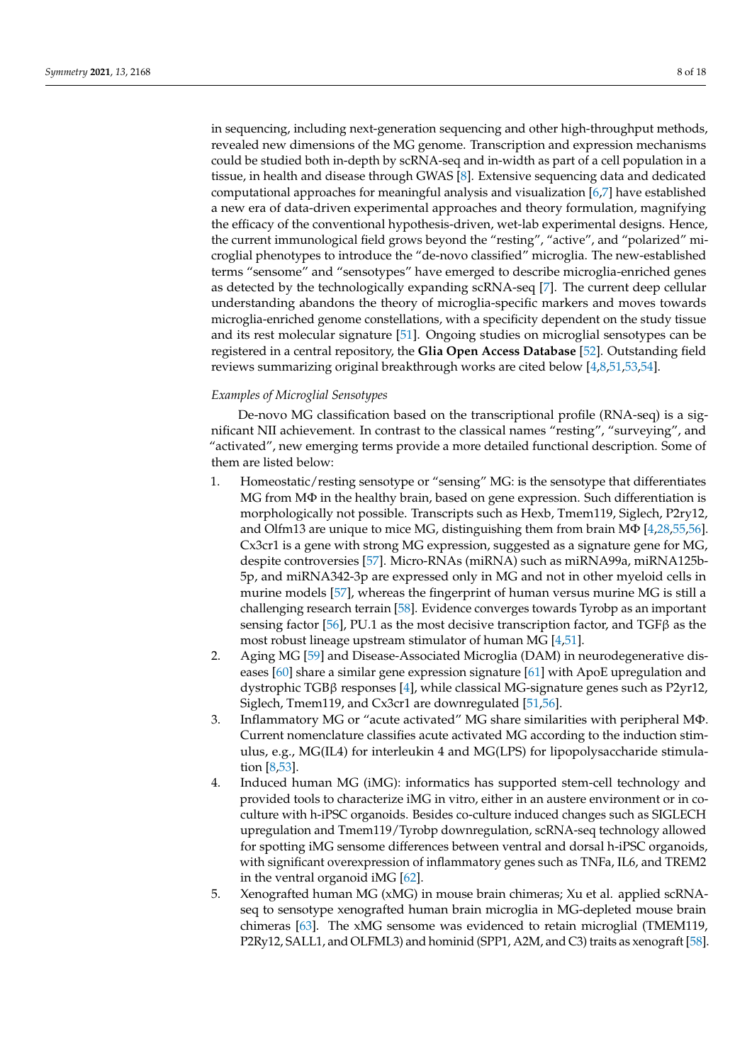in sequencing, including next-generation sequencing and other high-throughput methods, revealed new dimensions of the MG genome. Transcription and expression mechanisms could be studied both in-depth by scRNA-seq and in-width as part of a cell population in a tissue, in health and disease through GWAS [8]. Extensive sequencing data and dedicated computational approaches for meaningful analysis and visualization [6,7] have established a new era of data-driven experimental approaches and theory formulation, magnifying the efficacy of the conventional hypothesis-driven, wet-lab experimental designs. Hence, the current immunological field grows beyond the "resting", "active", and "polarized" microglial phenotypes to introduce the "de-novo classified" microglia. The new-established terms "sensome" and "sensotypes" have emerged to describe microglia-enriched genes as detected by the technologically expanding scRNA-seq [7]. The current deep cellular understanding abandons the theory of microglia-specific markers and moves towards microglia-enriched genome constellations, with a specificity dependent on the study tissue and its rest molecular signature [51]. Ongoing studies on microglial sensotypes can be registered in a central repository, the **Glia Open Access Database** [52]. Outstanding field reviews summarizing original breakthrough works are cited below [4,8,51,53,54].

*Examples of Microglial Sensotypes*

De-novo MG classification based on the transcriptional profile (RNA-seq) is a significant NII achievement. In contrast to the classical names "resting", "surveying", and "activated", new emerging terms provide a more detailed functional description. Some of them are listed below:

1. Homeostatic/resting sensotype or "sensing" MG: is the sensotype that differentiates MG from MΦ in the healthy brain, based on gene expression. Such differentiation is morphologically not possible. Transcripts such as Hexb, Tmem119, Siglech, P2ry12, and Olfm13 are unique to mice MG, distinguishing them from brain MΦ [4,28,55,56]. Cx3cr1 is a gene with strong MG expression, suggested as a signature gene for MG, despite controversies [57]. Micro-RNAs (miRNA) such as miRNA99a, miRNA125b-5p, and miRNA342-3p are expressed only in MG and not in other myeloid cells in murine models [57], whereas the fingerprint of human versus murine MG is still a challenging research terrain [58]. Evidence converges towards Tyrobp as an important sensing factor [56], PU.1 as the most decisive transcription factor, and TGFβ as the most robust lineage upstream stimulator of human MG [4,51].
2. Aging MG [59] and Disease-Associated Microglia (DAM) in neurodegenerative diseases [60] share a similar gene expression signature [61] with ApoE upregulation and dystrophic TGBβ responses [4], while classical MG-signature genes such as P2ry12, Siglech, Tmem119, and Cx3cr1 are downregulated [51,56].
3. Inflammatory MG or "acute activated" MG share similarities with peripheral MΦ. Current nomenclature classifies acute activated MG according to the induction stimulus, e.g., MG(IL4) for interleukin 4 and MG(LPS) for lipopolysaccharide stimulation [8,53].
4. Induced human MG (iMG): informatics has supported stem-cell technology and provided tools to characterize iMG in vitro, either in an austere environment or in co-culture with h-iPSC organoids. Besides co-culture induced changes such as SIGLECH upregulation and Tmem119/Tyrobp downregulation, scRNA-seq technology allowed for spotting iMG sensome differences between ventral and dorsal h-iPSC organoids, with significant overexpression of inflammatory genes such as TNFa, IL6, and TREM2 in the ventral organoid iMG [62].
5. Xenografted human MG (xMG) in mouse brain chimeras; Xu et al. applied scRNA-seq to sensotype xenografted human brain microglia in MG-depleted mouse brain chimeras [63]. The xMG sensome was evidenced to retain microglial (TMEM119, P2Ry12, SALL1, and OLFML3) and hominid (SPP1, A2M, and C3) traits as xenograft [58].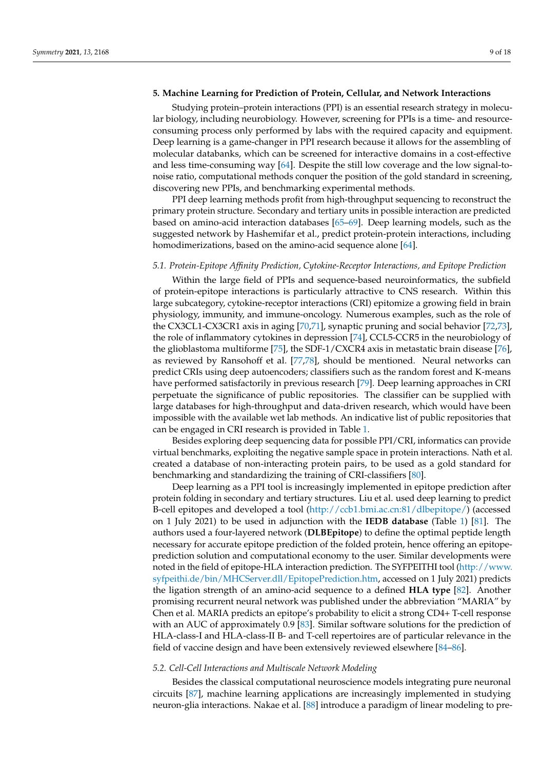## 5. Machine Learning for Prediction of Protein, Cellular, and Network Interactions

Studying protein–protein interactions (PPI) is an essential research strategy in molecular biology, including neurobiology. However, screening for PPIs is a time- and resource-consuming process only performed by labs with the required capacity and equipment. Deep learning is a game-changer in PPI research because it allows for the assembling of molecular databanks, which can be screened for interactive domains in a cost-effective and less time-consuming way [64]. Despite the still low coverage and the low signal-to-noise ratio, computational methods conquer the position of the gold standard in screening, discovering new PPIs, and benchmarking experimental methods.

PPI deep learning methods profit from high-throughput sequencing to reconstruct the primary protein structure. Secondary and tertiary units in possible interaction are predicted based on amino-acid interaction databases [65–69]. Deep learning models, such as the suggested network by Hashemifar et al., predict protein-protein interactions, including homodimerizations, based on the amino-acid sequence alone [64].

### *5.1. Protein-Epitope Affinity Prediction, Cytokine-Receptor Interactions, and Epitope Prediction*

Within the large field of PPIs and sequence-based neuroinformatics, the subfield of protein-epitope interactions is particularly attractive to CNS research. Within this large subcategory, cytokine-receptor interactions (CRI) epitomize a growing field in brain physiology, immunity, and immune-oncology. Numerous examples, such as the role of the CX3CL1-CX3CR1 axis in aging [70,71], synaptic pruning and social behavior [72,73], the role of inflammatory cytokines in depression [74], CCL5-CCR5 in the neurobiology of the glioblastoma multiforme [75], the SDF-1/CXCR4 axis in metastatic brain disease [76], as reviewed by Ransohoff et al. [77,78], should be mentioned. Neural networks can predict CRIs using deep autoencoders; classifiers such as the random forest and K-means have performed satisfactorily in previous research [79]. Deep learning approaches in CRI perpetuate the significance of public repositories. The classifier can be supplied with large databases for high-throughput and data-driven research, which would have been impossible with the available wet lab methods. An indicative list of public repositories that can be engaged in CRI research is provided in Table 1.

Besides exploring deep sequencing data for possible PPI/CRI, informatics can provide virtual benchmarks, exploiting the negative sample space in protein interactions. Nath et al. created a database of non-interacting protein pairs, to be used as a gold standard for benchmarking and standardizing the training of CRI-classifiers [80].

Deep learning as a PPI tool is increasingly implemented in epitope prediction after protein folding in secondary and tertiary structures. Liu et al. used deep learning to predict B-cell epitopes and developed a tool (http://ccb1.bmi.ac.cn:81/dlbepitope/) (accessed on 1 July 2021) to be used in adjunction with the **IEDB database** (Table 1) [81]. The authors used a four-layered network (**DLBEpitope**) to define the optimal peptide length necessary for accurate epitope prediction of the folded protein, hence offering an epitope-prediction solution and computational economy to the user. Similar developments were noted in the field of epitope-HLA interaction prediction. The SYFPEITHI tool (http://www.syfpeithi.de/bin/MHCServer.dll/EpitopePrediction.htm, accessed on 1 July 2021) predicts the ligation strength of an amino-acid sequence to a defined **HLA type** [82]. Another promising recurrent neural network was published under the abbreviation "MARIA" by Chen et al. MARIA predicts an epitope's probability to elicit a strong CD4+ T-cell response with an AUC of approximately 0.9 [83]. Similar software solutions for the prediction of HLA-class-I and HLA-class-II B- and T-cell repertoires are of particular relevance in the field of vaccine design and have been extensively reviewed elsewhere [84–86].

### *5.2. Cell-Cell Interactions and Multiscale Network Modeling*

Besides the classical computational neuroscience models integrating pure neuronal circuits [87], machine learning applications are increasingly implemented in studying neuron-glia interactions. Nakae et al. [88] introduce a paradigm of linear modeling to pre-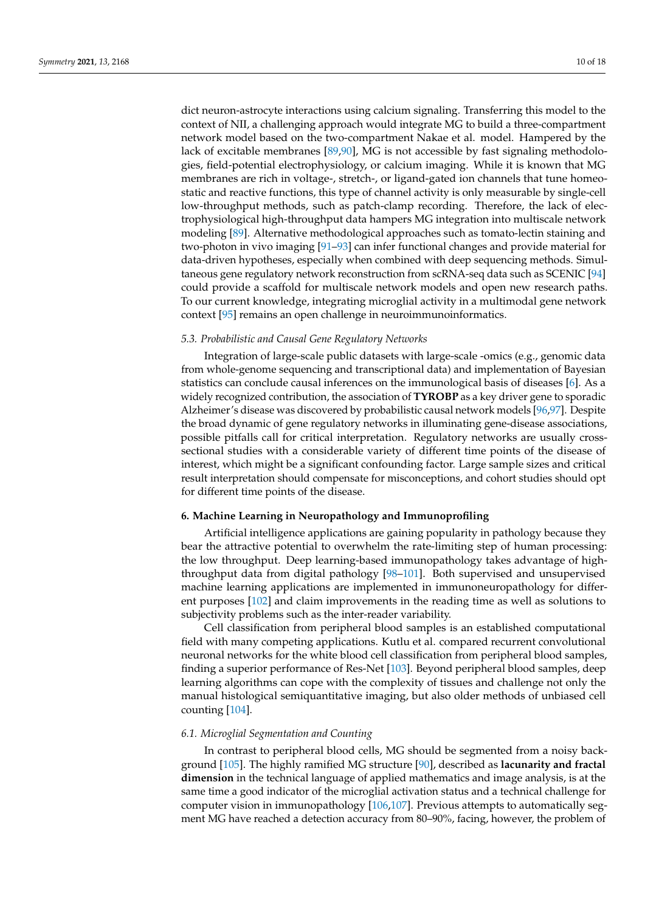dict neuron-astrocyte interactions using calcium signaling. Transferring this model to the context of NII, a challenging approach would integrate MG to build a three-compartment network model based on the two-compartment Nakae et al. model. Hampered by the lack of excitable membranes [89,90], MG is not accessible by fast signaling methodologies, field-potential electrophysiology, or calcium imaging. While it is known that MG membranes are rich in voltage-, stretch-, or ligand-gated ion channels that tune homeostatic and reactive functions, this type of channel activity is only measurable by single-cell low-throughput methods, such as patch-clamp recording. Therefore, the lack of electrophysiological high-throughput data hampers MG integration into multiscale network modeling [89]. Alternative methodological approaches such as tomato-lectin staining and two-photon in vivo imaging [91–93] can infer functional changes and provide material for data-driven hypotheses, especially when combined with deep sequencing methods. Simultaneous gene regulatory network reconstruction from scRNA-seq data such as SCENIC [94] could provide a scaffold for multiscale network models and open new research paths. To our current knowledge, integrating microglial activity in a multimodal gene network context [95] remains an open challenge in neuroimmunoinformatics.

### *5.3. Probabilistic and Causal Gene Regulatory Networks*

Integration of large-scale public datasets with large-scale -omics (e.g., genomic data from whole-genome sequencing and transcriptional data) and implementation of Bayesian statistics can conclude causal inferences on the immunological basis of diseases [6]. As a widely recognized contribution, the association of **TYROBP** as a key driver gene to sporadic Alzheimer's disease was discovered by probabilistic causal network models [96,97]. Despite the broad dynamic of gene regulatory networks in illuminating gene-disease associations, possible pitfalls call for critical interpretation. Regulatory networks are usually cross-sectional studies with a considerable variety of different time points of the disease of interest, which might be a significant confounding factor. Large sample sizes and critical result interpretation should compensate for misconceptions, and cohort studies should opt for different time points of the disease.

## **6. Machine Learning in Neuropathology and Immunoprofiling**

Artificial intelligence applications are gaining popularity in pathology because they bear the attractive potential to overwhelm the rate-limiting step of human processing: the low throughput. Deep learning-based immunopathology takes advantage of high-throughput data from digital pathology [98–101]. Both supervised and unsupervised machine learning applications are implemented in immunoneuropathology for different purposes [102] and claim improvements in the reading time as well as solutions to subjectivity problems such as the inter-reader variability.

Cell classification from peripheral blood samples is an established computational field with many competing applications. Kutlu et al. compared recurrent convolutional neuronal networks for the white blood cell classification from peripheral blood samples, finding a superior performance of Res-Net [103]. Beyond peripheral blood samples, deep learning algorithms can cope with the complexity of tissues and challenge not only the manual histological semiquantitative imaging, but also older methods of unbiased cell counting [104].

### *6.1. Microglial Segmentation and Counting*

In contrast to peripheral blood cells, MG should be segmented from a noisy background [105]. The highly ramified MG structure [90], described as **lacunarity and fractal dimension** in the technical language of applied mathematics and image analysis, is at the same time a good indicator of the microglial activation status and a technical challenge for computer vision in immunopathology [106,107]. Previous attempts to automatically segment MG have reached a detection accuracy from 80–90%, facing, however, the problem of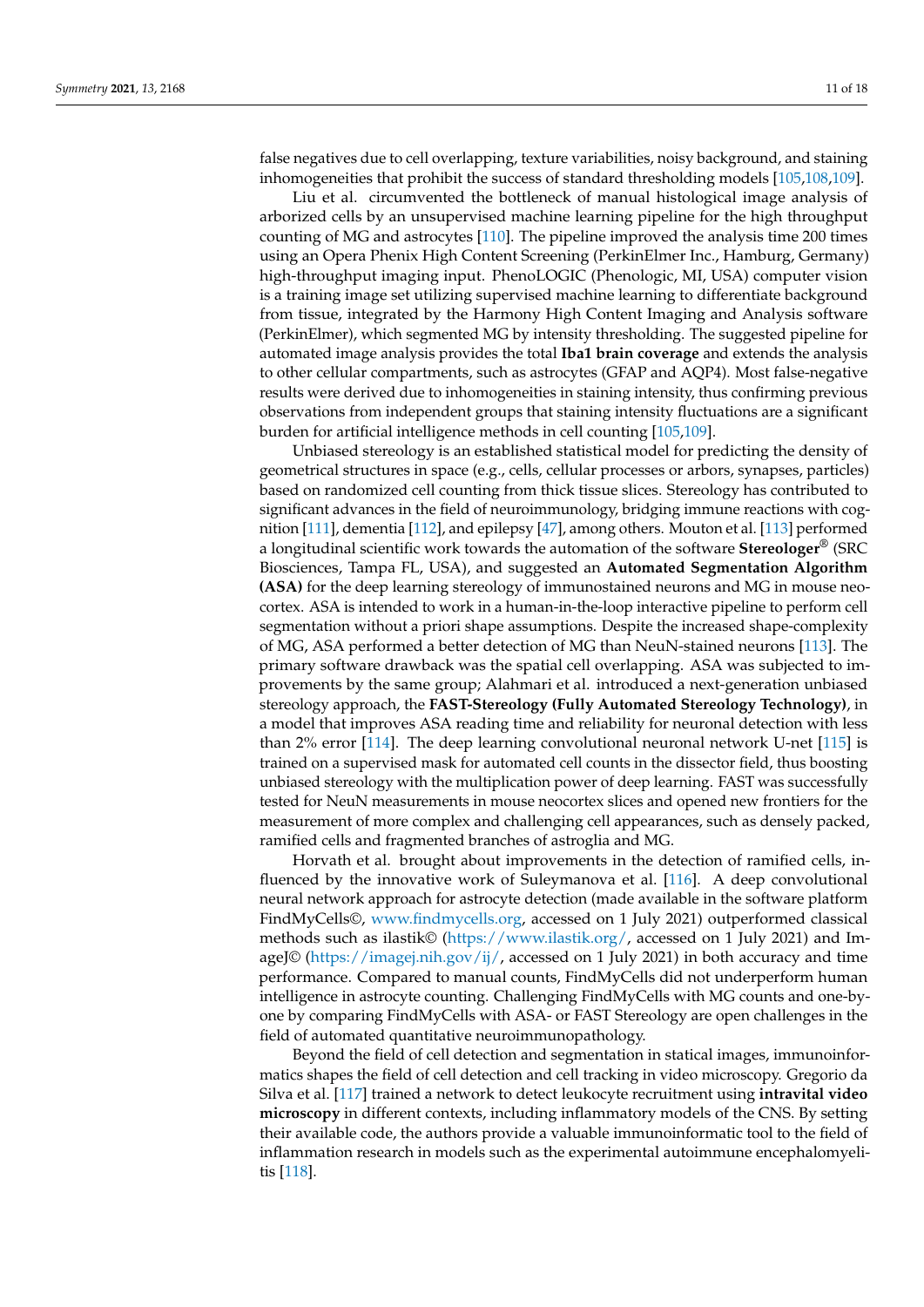false negatives due to cell overlapping, texture variabilities, noisy background, and staining inhomogeneities that prohibit the success of standard thresholding models [105,108,109].

Liu et al. circumvented the bottleneck of manual histological image analysis of arborized cells by an unsupervised machine learning pipeline for the high throughput counting of MG and astrocytes [110]. The pipeline improved the analysis time 200 times using an Opera Phenix High Content Screening (PerkinElmer Inc., Hamburg, Germany) high-throughput imaging input. PhenoLOGIC (Phenologic, MI, USA) computer vision is a training image set utilizing supervised machine learning to differentiate background from tissue, integrated by the Harmony High Content Imaging and Analysis software (PerkinElmer), which segmented MG by intensity thresholding. The suggested pipeline for automated image analysis provides the total **Iba1 brain coverage** and extends the analysis to other cellular compartments, such as astrocytes (GFAP and AQP4). Most false-negative results were derived due to inhomogeneities in staining intensity, thus confirming previous observations from independent groups that staining intensity fluctuations are a significant burden for artificial intelligence methods in cell counting [105,109].

Unbiased stereology is an established statistical model for predicting the density of geometrical structures in space (e.g., cells, cellular processes or arbors, synapses, particles) based on randomized cell counting from thick tissue slices. Stereology has contributed to significant advances in the field of neuroimmunology, bridging immune reactions with cognition [111], dementia [112], and epilepsy [47], among others. Mouton et al. [113] performed a longitudinal scientific work towards the automation of the software **Stereologer®** (SRC Biosciences, Tampa FL, USA), and suggested an **Automated Segmentation Algorithm (ASA)** for the deep learning stereology of immunostained neurons and MG in mouse neocortex. ASA is intended to work in a human-in-the-loop interactive pipeline to perform cell segmentation without a priori shape assumptions. Despite the increased shape-complexity of MG, ASA performed a better detection of MG than NeuN-stained neurons [113]. The primary software drawback was the spatial cell overlapping. ASA was subjected to improvements by the same group; Alahmari et al. introduced a next-generation unbiased stereology approach, the **FAST-Stereology (Fully Automated Stereology Technology)**, in a model that improves ASA reading time and reliability for neuronal detection with less than 2% error [114]. The deep learning convolutional neuronal network U-net [115] is trained on a supervised mask for automated cell counts in the dissector field, thus boosting unbiased stereology with the multiplication power of deep learning. FAST was successfully tested for NeuN measurements in mouse neocortex slices and opened new frontiers for the measurement of more complex and challenging cell appearances, such as densely packed, ramified cells and fragmented branches of astroglia and MG.

Horvath et al. brought about improvements in the detection of ramified cells, influenced by the innovative work of Suleymanova et al. [116]. A deep convolutional neural network approach for astrocyte detection (made available in the software platform FindMyCells©, www.findmycells.org, accessed on 1 July 2021) outperformed classical methods such as ilastik© (https://www.ilastik.org/, accessed on 1 July 2021) and ImageJ© (https://imagej.nih.gov/ij/, accessed on 1 July 2021) in both accuracy and time performance. Compared to manual counts, FindMyCells did not underperform human intelligence in astrocyte counting. Challenging FindMyCells with MG counts and one-by-one by comparing FindMyCells with ASA- or FAST Stereology are open challenges in the field of automated quantitative neuroimmunopathology.

Beyond the field of cell detection and segmentation in statical images, immunoinformatics shapes the field of cell detection and cell tracking in video microscopy. Gregorio da Silva et al. [117] trained a network to detect leukocyte recruitment using **intravital video microscopy** in different contexts, including inflammatory models of the CNS. By setting their available code, the authors provide a valuable immunoinformatic tool to the field of inflammation research in models such as the experimental autoimmune encephalomyelitis [118].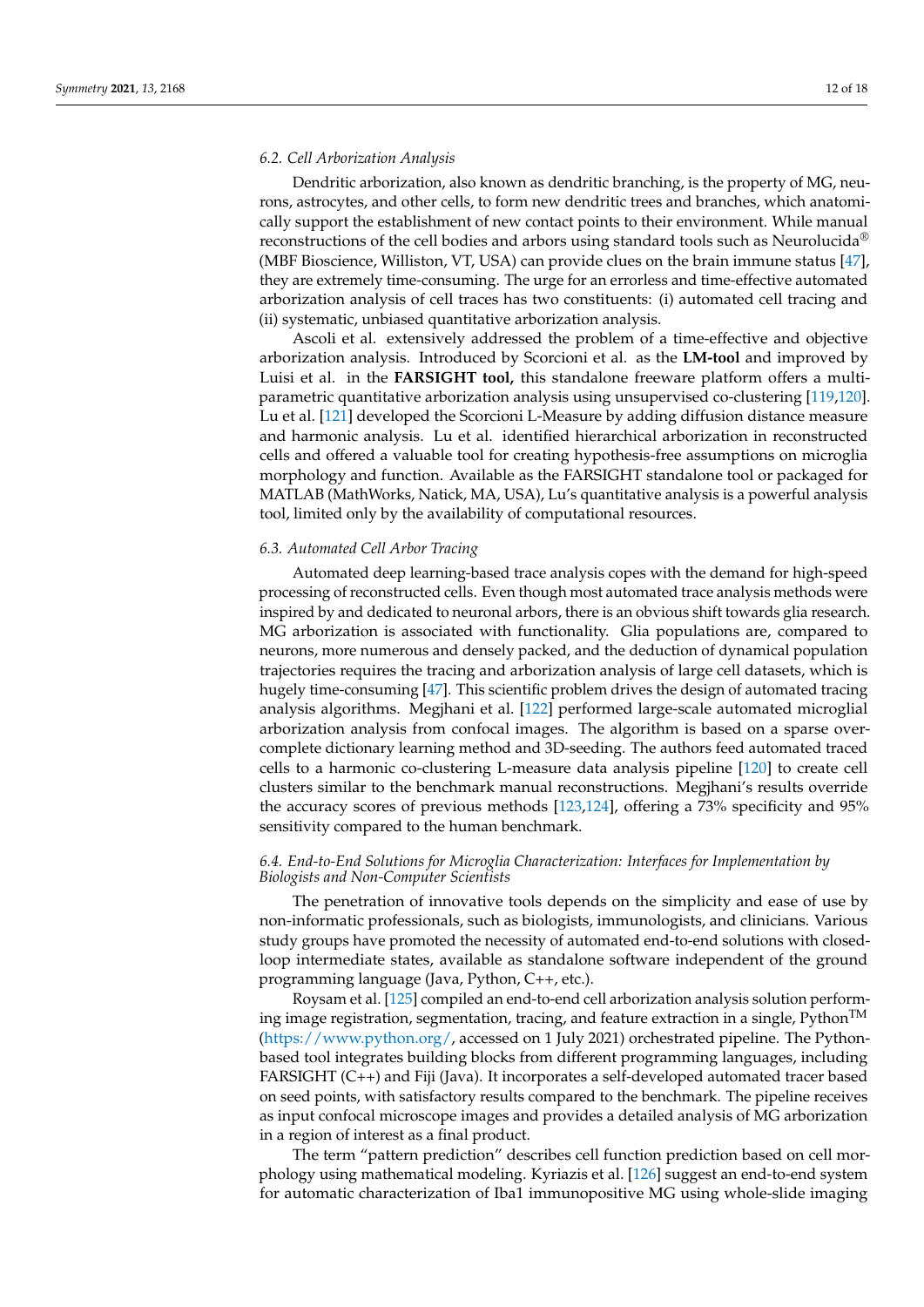### 6.2. Cell Arborization Analysis

Dendritic arborization, also known as dendritic branching, is the property of MG, neurons, astrocytes, and other cells, to form new dendritic trees and branches, which anatomically support the establishment of new contact points to their environment. While manual reconstructions of the cell bodies and arbors using standard tools such as Neurolucida® (MBF Bioscience, Williston, VT, USA) can provide clues on the brain immune status [47], they are extremely time-consuming. The urge for an errorless and time-effective automated arborization analysis of cell traces has two constituents: (i) automated cell tracing and (ii) systematic, unbiased quantitative arborization analysis.

Ascoli et al. extensively addressed the problem of a time-effective and objective arborization analysis. Introduced by Scorcioni et al. as the **LM-tool** and improved by Luisi et al. in the **FARSIGHT tool,** this standalone freeware platform offers a multiparametric quantitative arborization analysis using unsupervised co-clustering [119,120]. Lu et al. [121] developed the Scorcioni L-Measure by adding diffusion distance measure and harmonic analysis. Lu et al. identified hierarchical arborization in reconstructed cells and offered a valuable tool for creating hypothesis-free assumptions on microglia morphology and function. Available as the FARSIGHT standalone tool or packaged for MATLAB (MathWorks, Natick, MA, USA), Lu's quantitative analysis is a powerful analysis tool, limited only by the availability of computational resources.

### 6.3. Automated Cell Arbor Tracing

Automated deep learning-based trace analysis copes with the demand for high-speed processing of reconstructed cells. Even though most automated trace analysis methods were inspired by and dedicated to neuronal arbors, there is an obvious shift towards glia research. MG arborization is associated with functionality. Glia populations are, compared to neurons, more numerous and densely packed, and the deduction of dynamical population trajectories requires the tracing and arborization analysis of large cell datasets, which is hugely time-consuming [47]. This scientific problem drives the design of automated tracing analysis algorithms. Megjhani et al. [122] performed large-scale automated microglial arborization analysis from confocal images. The algorithm is based on a sparse overcomplete dictionary learning method and 3D-seeding. The authors feed automated traced cells to a harmonic co-clustering L-measure data analysis pipeline [120] to create cell clusters similar to the benchmark manual reconstructions. Megjhani's results override the accuracy scores of previous methods [123,124], offering a 73% specificity and 95% sensitivity compared to the human benchmark.

### 6.4. End-to-End Solutions for Microglia Characterization: Interfaces for Implementation by Biologists and Non-Computer Scientists

The penetration of innovative tools depends on the simplicity and ease of use by non-informatic professionals, such as biologists, immunologists, and clinicians. Various study groups have promoted the necessity of automated end-to-end solutions with closed-loop intermediate states, available as standalone software independent of the ground programming language (Java, Python, C++, etc.).

Roysam et al. [125] compiled an end-to-end cell arborization analysis solution performing image registration, segmentation, tracing, and feature extraction in a single, Python™ (https://www.python.org/, accessed on 1 July 2021) orchestrated pipeline. The Python-based tool integrates building blocks from different programming languages, including FARSIGHT (C++) and Fiji (Java). It incorporates a self-developed automated tracer based on seed points, with satisfactory results compared to the benchmark. The pipeline receives as input confocal microscope images and provides a detailed analysis of MG arborization in a region of interest as a final product.

The term "pattern prediction" describes cell function prediction based on cell morphology using mathematical modeling. Kyriazis et al. [126] suggest an end-to-end system for automatic characterization of Iba1 immunopositive MG using whole-slide imaging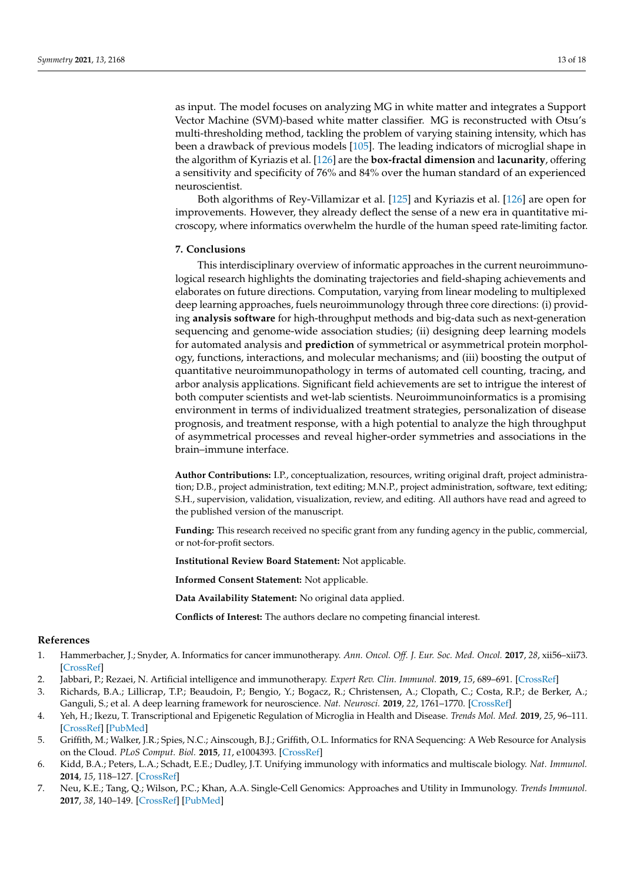as input. The model focuses on analyzing MG in white matter and integrates a Support Vector Machine (SVM)-based white matter classifier. MG is reconstructed with Otsu's multi-thresholding method, tackling the problem of varying staining intensity, which has been a drawback of previous models [105]. The leading indicators of microglial shape in the algorithm of Kyriazis et al. [126] are the **box-fractal dimension** and **lacunarity**, offering a sensitivity and specificity of 76% and 84% over the human standard of an experienced neuroscientist.

Both algorithms of Rey-Villamizar et al. [125] and Kyriazis et al. [126] are open for improvements. However, they already deflect the sense of a new era in quantitative microscopy, where informatics overwhelm the hurdle of the human speed rate-limiting factor.

## 7. Conclusions

This interdisciplinary overview of informatic approaches in the current neuroimmunological research highlights the dominating trajectories and field-shaping achievements and elaborates on future directions. Computation, varying from linear modeling to multiplexed deep learning approaches, fuels neuroimmunology through three core directions: (i) providing **analysis software** for high-throughput methods and big-data such as next-generation sequencing and genome-wide association studies; (ii) designing deep learning models for automated analysis and **prediction** of symmetrical or asymmetrical protein morphology, functions, interactions, and molecular mechanisms; and (iii) boosting the output of quantitative neuroimmunopathology in terms of automated cell counting, tracing, and arbor analysis applications. Significant field achievements are set to intrigue the interest of both computer scientists and wet-lab scientists. Neuroimmunoinformatics is a promising environment in terms of individualized treatment strategies, personalization of disease prognosis, and treatment response, with a high potential to analyze the high throughput of asymmetrical processes and reveal higher-order symmetries and associations in the brain–immune interface.

**Author Contributions:** I.P., conceptualization, resources, writing original draft, project administration; D.B., project administration, text editing; M.N.P., project administration, software, text editing; S.H., supervision, validation, visualization, review, and editing. All authors have read and agreed to the published version of the manuscript.

**Funding:** This research received no specific grant from any funding agency in the public, commercial, or not-for-profit sectors.

**Institutional Review Board Statement:** Not applicable.

**Informed Consent Statement:** Not applicable.

**Data Availability Statement:** No original data applied.

**Conflicts of Interest:** The authors declare no competing financial interest.

## References

1. Hammerbacher, J.; Snyder, A. Informatics for cancer immunotherapy. *Ann. Oncol. Off. J. Eur. Soc. Med. Oncol.* **2017**, *28*, xii56–xii73. [CrossRef]
2. Jabbari, P.; Rezaei, N. Artificial intelligence and immunotherapy. *Expert Rev. Clin. Immunol.* **2019**, *15*, 689–691. [CrossRef]
3. Richards, B.A.; Lillicrap, T.P.; Beaudoin, P.; Bengio, Y.; Bogacz, R.; Christensen, A.; Clopath, C.; Costa, R.P.; de Berker, A.; Ganguli, S.; et al. A deep learning framework for neuroscience. *Nat. Neurosci.* **2019**, *22*, 1761–1770. [CrossRef]
4. Yeh, H.; Ikezu, T. Transcriptional and Epigenetic Regulation of Microglia in Health and Disease. *Trends Mol. Med.* **2019**, *25*, 96–111. [CrossRef] [PubMed]
5. Griffith, M.; Walker, J.R.; Spies, N.C.; Ainscough, B.J.; Griffith, O.L. Informatics for RNA Sequencing: A Web Resource for Analysis on the Cloud. *PLoS Comput. Biol.* **2015**, *11*, e1004393. [CrossRef]
6. Kidd, B.A.; Peters, L.A.; Schadt, E.E.; Dudley, J.T. Unifying immunology with informatics and multiscale biology. *Nat. Immunol.* **2014**, *15*, 118–127. [CrossRef]
7. Neu, K.E.; Tang, Q.; Wilson, P.C.; Khan, A.A. Single-Cell Genomics: Approaches and Utility in Immunology. *Trends Immunol.* **2017**, *38*, 140–149. [CrossRef] [PubMed]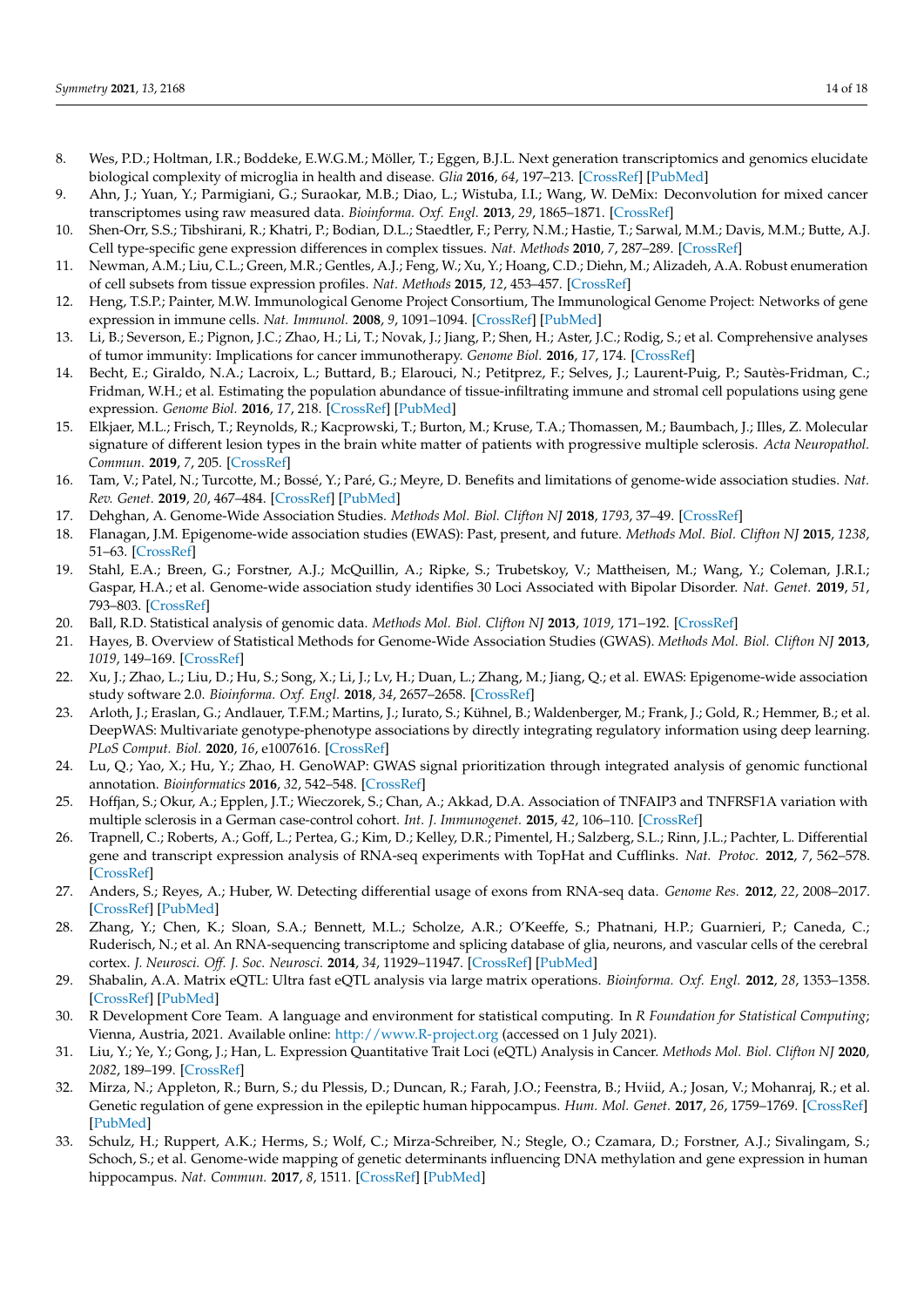8. Wes, P.D.; Holtman, I.R.; Boddeke, E.W.G.M.; Möller, T.; Eggen, B.J.L. Next generation transcriptomics and genomics elucidate biological complexity of microglia in health and disease. *Glia* **2016**, *64*, 197–213. [CrossRef] [PubMed]
9. Ahn, J.; Yuan, Y.; Parmigiani, G.; Suraokar, M.B.; Diao, L.; Wistuba, I.I.; Wang, W. DeMix: Deconvolution for mixed cancer transcriptomes using raw measured data. *Bioinforma. Oxf. Engl.* **2013**, *29*, 1865–1871. [CrossRef]
10. Shen-Orr, S.S.; Tibshirani, R.; Khatri, P.; Bodian, D.L.; Staedtler, F.; Perry, N.M.; Hastie, T.; Sarwal, M.M.; Davis, M.M.; Butte, A.J. Cell type-specific gene expression differences in complex tissues. *Nat. Methods* **2010**, *7*, 287–289. [CrossRef]
11. Newman, A.M.; Liu, C.L.; Green, M.R.; Gentles, A.J.; Feng, W.; Xu, Y.; Hoang, C.D.; Diehn, M.; Alizadeh, A.A. Robust enumeration of cell subsets from tissue expression profiles. *Nat. Methods* **2015**, *12*, 453–457. [CrossRef]
12. Heng, T.S.P.; Painter, M.W. Immunological Genome Project Consortium, The Immunological Genome Project: Networks of gene expression in immune cells. *Nat. Immunol.* **2008**, *9*, 1091–1094. [CrossRef] [PubMed]
13. Li, B.; Severson, E.; Pignon, J.C.; Zhao, H.; Li, T.; Novak, J.; Jiang, P.; Shen, H.; Aster, J.C.; Rodig, S.; et al. Comprehensive analyses of tumor immunity: Implications for cancer immunotherapy. *Genome Biol.* **2016**, *17*, 174. [CrossRef]
14. Becht, E.; Giraldo, N.A.; Lacroix, L.; Buttard, B.; Elarouci, N.; Petitprez, F.; Selves, J.; Laurent-Puig, P.; Sautès-Fridman, C.; Fridman, W.H.; et al. Estimating the population abundance of tissue-infiltrating immune and stromal cell populations using gene expression. *Genome Biol.* **2016**, *17*, 218. [CrossRef] [PubMed]
15. Elkjaer, M.L.; Frisch, T.; Reynolds, R.; Kacprowski, T.; Burton, M.; Kruse, T.A.; Thomassen, M.; Baumbach, J.; Illes, Z. Molecular signature of different lesion types in the brain white matter of patients with progressive multiple sclerosis. *Acta Neuropathol. Commun.* **2019**, *7*, 205. [CrossRef]
16. Tam, V.; Patel, N.; Turcotte, M.; Bossé, Y.; Paré, G.; Meyre, D. Benefits and limitations of genome-wide association studies. *Nat. Rev. Genet.* **2019**, *20*, 467–484. [CrossRef] [PubMed]
17. Dehghan, A. Genome-Wide Association Studies. *Methods Mol. Biol. Clifton NJ* **2018**, *1793*, 37–49. [CrossRef]
18. Flanagan, J.M. Epigenome-wide association studies (EWAS): Past, present, and future. *Methods Mol. Biol. Clifton NJ* **2015**, *1238*, 51–63. [CrossRef]
19. Stahl, E.A.; Breen, G.; Forstner, A.J.; McQuillin, A.; Ripke, S.; Trubetskoy, V.; Mattheisen, M.; Wang, Y.; Coleman, J.R.I.; Gaspar, H.A.; et al. Genome-wide association study identifies 30 Loci Associated with Bipolar Disorder. *Nat. Genet.* **2019**, *51*, 793–803. [CrossRef]
20. Ball, R.D. Statistical analysis of genomic data. *Methods Mol. Biol. Clifton NJ* **2013**, *1019*, 171–192. [CrossRef]
21. Hayes, B. Overview of Statistical Methods for Genome-Wide Association Studies (GWAS). *Methods Mol. Biol. Clifton NJ* **2013**, *1019*, 149–169. [CrossRef]
22. Xu, J.; Zhao, L.; Liu, D.; Hu, S.; Song, X.; Li, J.; Lv, H.; Duan, L.; Zhang, M.; Jiang, Q.; et al. EWAS: Epigenome-wide association study software 2.0. *Bioinforma. Oxf. Engl.* **2018**, *34*, 2657–2658. [CrossRef]
23. Arloth, J.; Eraslan, G.; Andlauer, T.F.M.; Martins, J.; Iurato, S.; Kühnel, B.; Waldenberger, M.; Frank, J.; Gold, R.; Hemmer, B.; et al. DeepWAS: Multivariate genotype-phenotype associations by directly integrating regulatory information using deep learning. *PLoS Comput. Biol.* **2020**, *16*, e1007616. [CrossRef]
24. Lu, Q.; Yao, X.; Hu, Y.; Zhao, H. GenoWAP: GWAS signal prioritization through integrated analysis of genomic functional annotation. *Bioinformatics* **2016**, *32*, 542–548. [CrossRef]
25. Hoffjan, S.; Okur, A.; Epplen, J.T.; Wieczorek, S.; Chan, A.; Akkad, D.A. Association of TNFAIP3 and TNFRSF1A variation with multiple sclerosis in a German case-control cohort. *Int. J. Immunogenet.* **2015**, *42*, 106–110. [CrossRef]
26. Trapnell, C.; Roberts, A.; Goff, L.; Pertea, G.; Kim, D.; Kelley, D.R.; Pimentel, H.; Salzberg, S.L.; Rinn, J.L.; Pachter, L. Differential gene and transcript expression analysis of RNA-seq experiments with TopHat and Cufflinks. *Nat. Protoc.* **2012**, *7*, 562–578. [CrossRef]
27. Anders, S.; Reyes, A.; Huber, W. Detecting differential usage of exons from RNA-seq data. *Genome Res.* **2012**, *22*, 2008–2017. [CrossRef] [PubMed]
28. Zhang, Y.; Chen, K.; Sloan, S.A.; Bennett, M.L.; Scholze, A.R.; O'Keeffe, S.; Phatnani, H.P.; Guarnieri, P.; Caneda, C.; Ruderisch, N.; et al. An RNA-sequencing transcriptome and splicing database of glia, neurons, and vascular cells of the cerebral cortex. *J. Neurosci. Off. J. Soc. Neurosci.* **2014**, *34*, 11929–11947. [CrossRef] [PubMed]
29. Shabalin, A.A. Matrix eQTL: Ultra fast eQTL analysis via large matrix operations. *Bioinforma. Oxf. Engl.* **2012**, *28*, 1353–1358. [CrossRef] [PubMed]
30. R Development Core Team. A language and environment for statistical computing. In *R Foundation for Statistical Computing*; Vienna, Austria, 2021. Available online: http://www.R-project.org (accessed on 1 July 2021).
31. Liu, Y.; Ye, Y.; Gong, J.; Han, L. Expression Quantitative Trait Loci (eQTL) Analysis in Cancer. *Methods Mol. Biol. Clifton NJ* **2020**, *2082*, 189–199. [CrossRef]
32. Mirza, N.; Appleton, R.; Burn, S.; du Plessis, D.; Duncan, R.; Farah, J.O.; Feenstra, B.; Hviid, A.; Josan, V.; Mohanraj, R.; et al. Genetic regulation of gene expression in the epileptic human hippocampus. *Hum. Mol. Genet.* **2017**, *26*, 1759–1769. [CrossRef] [PubMed]
33. Schulz, H.; Ruppert, A.K.; Herms, S.; Wolf, C.; Mirza-Schreiber, N.; Stegle, O.; Czamara, D.; Forstner, A.J.; Sivalingam, S.; Schoch, S.; et al. Genome-wide mapping of genetic determinants influencing DNA methylation and gene expression in human hippocampus. *Nat. Commun.* **2017**, *8*, 1511. [CrossRef] [PubMed]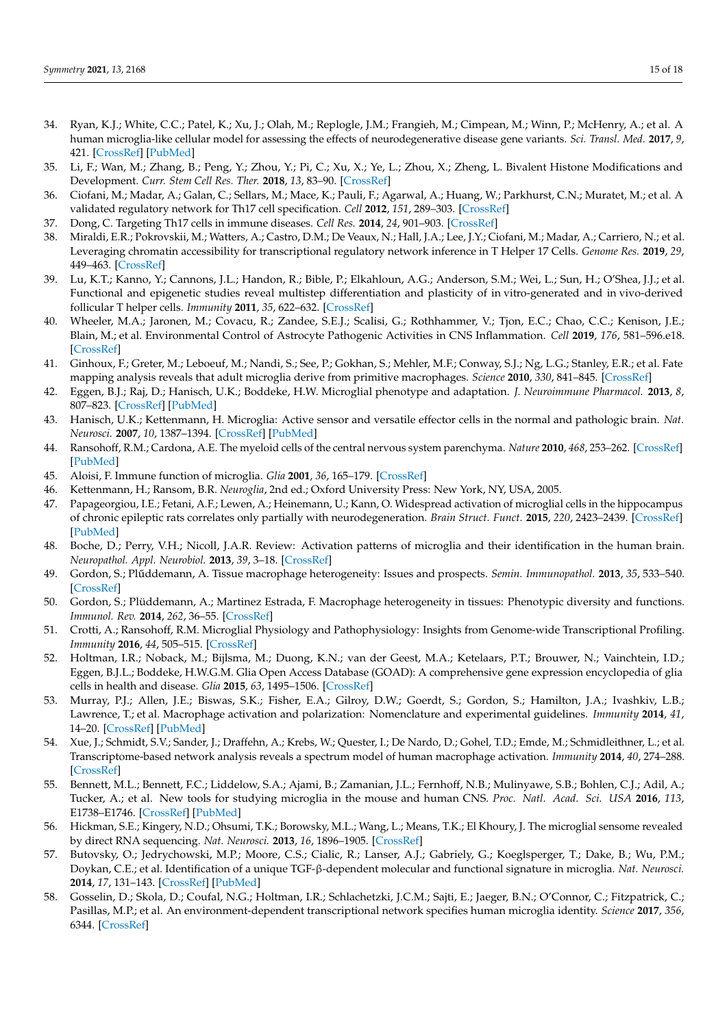34. Ryan, K.J.; White, C.C.; Patel, K.; Xu, J.; Olah, M.; Replogle, J.M.; Frangieh, M.; Cimpean, M.; Winn, P.; McHenry, A.; et al. A human microglia-like cellular model for assessing the effects of neurodegenerative disease gene variants. *Sci. Transl. Med.* **2017**, *9*, 421. [CrossRef] [PubMed]
35. Li, F.; Wan, M.; Zhang, B.; Peng, Y.; Zhou, Y.; Pi, C.; Xu, X.; Ye, L.; Zhou, X.; Zheng, L. Bivalent Histone Modifications and Development. *Curr. Stem Cell Res. Ther.* **2018**, *13*, 83–90. [CrossRef]
36. Ciofani, M.; Madar, A.; Galan, C.; Sellars, M.; Mace, K.; Pauli, F.; Agarwal, A.; Huang, W.; Parkhurst, C.N.; Muratet, M.; et al. A validated regulatory network for Th17 cell specification. *Cell* **2012**, *151*, 289–303. [CrossRef]
37. Dong, C. Targeting Th17 cells in immune diseases. *Cell Res.* **2014**, *24*, 901–903. [CrossRef]
38. Miraldi, E.R.; Pokrovskii, M.; Watters, A.; Castro, D.M.; De Veaux, N.; Hall, J.A.; Lee, J.Y.; Ciofani, M.; Madar, A.; Carriero, N.; et al. Leveraging chromatin accessibility for transcriptional regulatory network inference in T Helper 17 Cells. *Genome Res.* **2019**, *29*, 449–463. [CrossRef]
39. Lu, K.T.; Kanno, Y.; Cannons, J.L.; Handon, R.; Bible, P.; Elkahloun, A.G.; Anderson, S.M.; Wei, L.; Sun, H.; O'Shea, J.J.; et al. Functional and epigenetic studies reveal multistep differentiation and plasticity of in vitro-generated and in vivo-derived follicular T helper cells. *Immunity* **2011**, *35*, 622–632. [CrossRef]
40. Wheeler, M.A.; Jaronen, M.; Covacu, R.; Zandee, S.E.J.; Scalisi, G.; Rothhammer, V.; Tjon, E.C.; Chao, C.C.; Kenison, J.E.; Blain, M.; et al. Environmental Control of Astrocyte Pathogenic Activities in CNS Inflammation. *Cell* **2019**, *176*, 581–596.e18. [CrossRef]
41. Ginhoux, F.; Greter, M.; Leboeuf, M.; Nandi, S.; See, P.; Gokhan, S.; Mehler, M.F.; Conway, S.J.; Ng, L.G.; Stanley, E.R.; et al. Fate mapping analysis reveals that adult microglia derive from primitive macrophages. *Science* **2010**, *330*, 841–845. [CrossRef]
42. Eggen, B.J.; Raj, D.; Hanisch, U.K.; Boddeke, H.W. Microglial phenotype and adaptation. *J. Neuroimmune Pharmacol.* **2013**, *8*, 807–823. [CrossRef] [PubMed]
43. Hanisch, U.K.; Kettenmann, H. Microglia: Active sensor and versatile effector cells in the normal and pathologic brain. *Nat. Neurosci.* **2007**, *10*, 1387–1394. [CrossRef] [PubMed]
44. Ransohoff, R.M.; Cardona, A.E. The myeloid cells of the central nervous system parenchyma. *Nature* **2010**, *468*, 253–262. [CrossRef] [PubMed]
45. Aloisi, F. Immune function of microglia. *Glia* **2001**, *36*, 165–179. [CrossRef]
46. Kettenmann, H.; Ransom, B.R. *Neuroglia*, 2nd ed.; Oxford University Press: New York, NY, USA, 2005.
47. Papageorgiou, I.E.; Fetani, A.F.; Lewen, A.; Heinemann, U.; Kann, O. Widespread activation of microglial cells in the hippocampus of chronic epileptic rats correlates only partially with neurodegeneration. *Brain Struct. Funct.* **2015**, *220*, 2423–2439. [CrossRef] [PubMed]
48. Boche, D.; Perry, V.H.; Nicoll, J.A.R. Review: Activation patterns of microglia and their identification in the human brain. *Neuropathol. Appl. Neurobiol.* **2013**, *39*, 3–18. [CrossRef]
49. Gordon, S.; Plűddemann, A. Tissue macrophage heterogeneity: Issues and prospects. *Semin. Immunopathol.* **2013**, *35*, 533–540. [CrossRef]
50. Gordon, S.; Plüddemann, A.; Martinez Estrada, F. Macrophage heterogeneity in tissues: Phenotypic diversity and functions. *Immunol. Rev.* **2014**, *262*, 36–55. [CrossRef]
51. Crotti, A.; Ransohoff, R.M. Microglial Physiology and Pathophysiology: Insights from Genome-wide Transcriptional Profiling. *Immunity* **2016**, *44*, 505–515. [CrossRef]
52. Holtman, I.R.; Noback, M.; Bijlsma, M.; Duong, K.N.; van der Geest, M.A.; Ketelaars, P.T.; Brouwer, N.; Vainchtein, I.D.; Eggen, B.J.L.; Boddeke, H.W.G.M. Glia Open Access Database (GOAD): A comprehensive gene expression encyclopedia of glia cells in health and disease. *Glia* **2015**, *63*, 1495–1506. [CrossRef]
53. Murray, P.J.; Allen, J.E.; Biswas, S.K.; Fisher, E.A.; Gilroy, D.W.; Goerdt, S.; Gordon, S.; Hamilton, J.A.; Ivashkiv, L.B.; Lawrence, T.; et al. Macrophage activation and polarization: Nomenclature and experimental guidelines. *Immunity* **2014**, *41*, 14–20. [CrossRef] [PubMed]
54. Xue, J.; Schmidt, S.V.; Sander, J.; Draffehn, A.; Krebs, W.; Quester, I.; De Nardo, D.; Gohel, T.D.; Emde, M.; Schmidleithner, L.; et al. Transcriptome-based network analysis reveals a spectrum model of human macrophage activation. *Immunity* **2014**, *40*, 274–288. [CrossRef]
55. Bennett, M.L.; Bennett, F.C.; Liddelow, S.A.; Ajami, B.; Zamanian, J.L.; Fernhoff, N.B.; Mulinyawe, S.B.; Bohlen, C.J.; Adil, A.; Tucker, A.; et al. New tools for studying microglia in the mouse and human CNS. *Proc. Natl. Acad. Sci. USA* **2016**, *113*, E1738–E1746. [CrossRef] [PubMed]
56. Hickman, S.E.; Kingery, N.D.; Ohsumi, T.K.; Borowsky, M.L.; Wang, L.; Means, T.K.; El Khoury, J. The microglial sensome revealed by direct RNA sequencing. *Nat. Neurosci.* **2013**, *16*, 1896–1905. [CrossRef]
57. Butovsky, O.; Jedrychowski, M.P.; Moore, C.S.; Cialic, R.; Lanser, A.J.; Gabriely, G.; Koeglsperger, T.; Dake, B.; Wu, P.M.; Doykan, C.E.; et al. Identification of a unique TGF-β-dependent molecular and functional signature in microglia. *Nat. Neurosci.* **2014**, *17*, 131–143. [CrossRef] [PubMed]
58. Gosselin, D.; Skola, D.; Coufal, N.G.; Holtman, I.R.; Schlachetzki, J.C.M.; Sajti, E.; Jaeger, B.N.; O'Connor, C.; Fitzpatrick, C.; Pasillas, M.P.; et al. An environment-dependent transcriptional network specifies human microglia identity. *Science* **2017**, *356*, 6344. [CrossRef]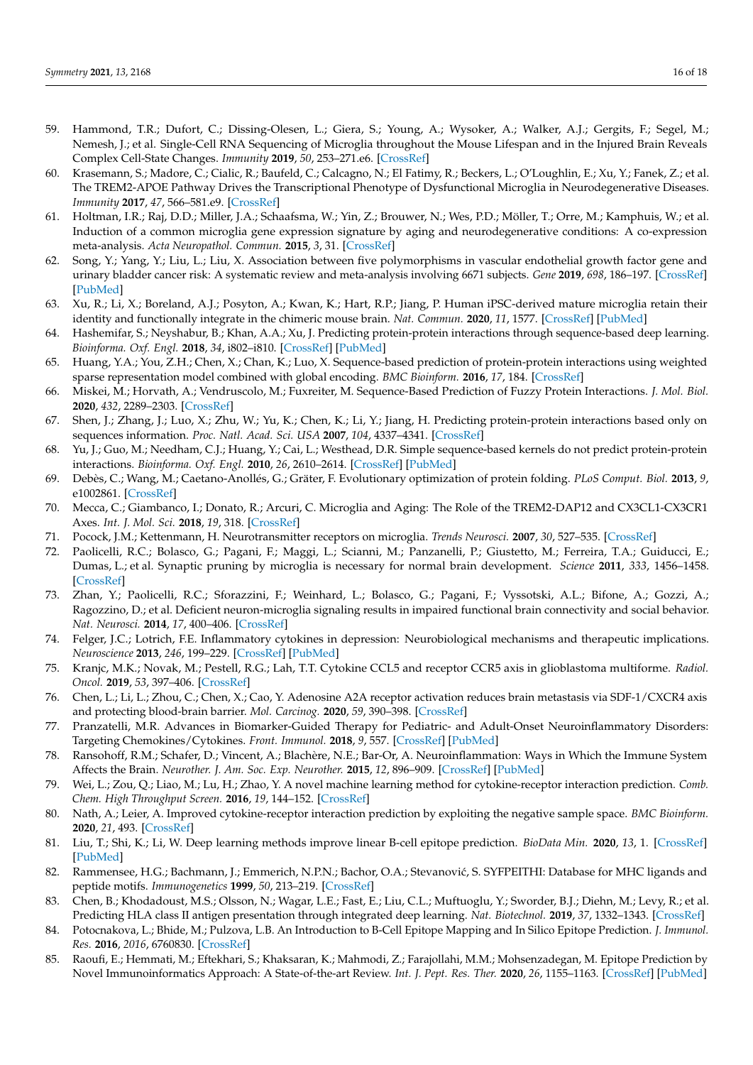59. Hammond, T.R.; Dufort, C.; Dissing-Olesen, L.; Giera, S.; Young, A.; Wysoker, A.; Walker, A.J.; Gergits, F.; Segel, M.; Nemesh, J.; et al. Single-Cell RNA Sequencing of Microglia throughout the Mouse Lifespan and in the Injured Brain Reveals Complex Cell-State Changes. *Immunity* **2019**, *50*, 253–271.e6. [CrossRef]
60. Krasemann, S.; Madore, C.; Cialic, R.; Baufeld, C.; Calcagno, N.; El Fatimy, R.; Beckers, L.; O'Loughlin, E.; Xu, Y.; Fanek, Z.; et al. The TREM2-APOE Pathway Drives the Transcriptional Phenotype of Dysfunctional Microglia in Neurodegenerative Diseases. *Immunity* **2017**, *47*, 566–581.e9. [CrossRef]
61. Holtman, I.R.; Raj, D.D.; Miller, J.A.; Schaafsma, W.; Yin, Z.; Brouwer, N.; Wes, P.D.; Möller, T.; Orre, M.; Kamphuis, W.; et al. Induction of a common microglia gene expression signature by aging and neurodegenerative conditions: A co-expression meta-analysis. *Acta Neuropathol. Commun.* **2015**, *3*, 31. [CrossRef]
62. Song, Y.; Yang, Y.; Liu, L.; Liu, X. Association between five polymorphisms in vascular endothelial growth factor gene and urinary bladder cancer risk: A systematic review and meta-analysis involving 6671 subjects. *Gene* **2019**, *698*, 186–197. [CrossRef] [PubMed]
63. Xu, R.; Li, X.; Boreland, A.J.; Posyton, A.; Kwan, K.; Hart, R.P.; Jiang, P. Human iPSC-derived mature microglia retain their identity and functionally integrate in the chimeric mouse brain. *Nat. Commun.* **2020**, *11*, 1577. [CrossRef] [PubMed]
64. Hashemifar, S.; Neyshabur, B.; Khan, A.A.; Xu, J. Predicting protein-protein interactions through sequence-based deep learning. *Bioinforma. Oxf. Engl.* **2018**, *34*, i802–i810. [CrossRef] [PubMed]
65. Huang, Y.A.; You, Z.H.; Chen, X.; Chan, K.; Luo, X. Sequence-based prediction of protein-protein interactions using weighted sparse representation model combined with global encoding. *BMC Bioinform.* **2016**, *17*, 184. [CrossRef]
66. Miskei, M.; Horvath, A.; Vendruscolo, M.; Fuxreiter, M. Sequence-Based Prediction of Fuzzy Protein Interactions. *J. Mol. Biol.* **2020**, *432*, 2289–2303. [CrossRef]
67. Shen, J.; Zhang, J.; Luo, X.; Zhu, W.; Yu, K.; Chen, K.; Li, Y.; Jiang, H. Predicting protein-protein interactions based only on sequences information. *Proc. Natl. Acad. Sci. USA* **2007**, *104*, 4337–4341. [CrossRef]
68. Yu, J.; Guo, M.; Needham, C.J.; Huang, Y.; Cai, L.; Westhead, D.R. Simple sequence-based kernels do not predict protein-protein interactions. *Bioinforma. Oxf. Engl.* **2010**, *26*, 2610–2614. [CrossRef] [PubMed]
69. Debès, C.; Wang, M.; Caetano-Anollés, G.; Gräter, F. Evolutionary optimization of protein folding. *PLoS Comput. Biol.* **2013**, *9*, e1002861. [CrossRef]
70. Mecca, C.; Giambanco, I.; Donato, R.; Arcuri, C. Microglia and Aging: The Role of the TREM2-DAP12 and CX3CL1-CX3CR1 Axes. *Int. J. Mol. Sci.* **2018**, *19*, 318. [CrossRef]
71. Pocock, J.M.; Kettenmann, H. Neurotransmitter receptors on microglia. *Trends Neurosci.* **2007**, *30*, 527–535. [CrossRef]
72. Paolicelli, R.C.; Bolasco, G.; Pagani, F.; Maggi, L.; Scianni, M.; Panzanelli, P.; Giustetto, M.; Ferreira, T.A.; Guiducci, E.; Dumas, L.; et al. Synaptic pruning by microglia is necessary for normal brain development. *Science* **2011**, *333*, 1456–1458. [CrossRef]
73. Zhan, Y.; Paolicelli, R.C.; Sforazzini, F.; Weinhard, L.; Bolasco, G.; Pagani, F.; Vyssotski, A.L.; Bifone, A.; Gozzi, A.; Ragozzino, D.; et al. Deficient neuron-microglia signaling results in impaired functional brain connectivity and social behavior. *Nat. Neurosci.* **2014**, *17*, 400–406. [CrossRef]
74. Felger, J.C.; Lotrich, F.E. Inflammatory cytokines in depression: Neurobiological mechanisms and therapeutic implications. *Neuroscience* **2013**, *246*, 199–229. [CrossRef] [PubMed]
75. Kranjc, M.K.; Novak, M.; Pestell, R.G.; Lah, T.T. Cytokine CCL5 and receptor CCR5 axis in glioblastoma multiforme. *Radiol. Oncol.* **2019**, *53*, 397–406. [CrossRef]
76. Chen, L.; Li, L.; Zhou, C.; Chen, X.; Cao, Y. Adenosine A2A receptor activation reduces brain metastasis via SDF-1/CXCR4 axis and protecting blood-brain barrier. *Mol. Carcinog.* **2020**, *59*, 390–398. [CrossRef]
77. Pranzatelli, M.R. Advances in Biomarker-Guided Therapy for Pediatric- and Adult-Onset Neuroinflammatory Disorders: Targeting Chemokines/Cytokines. *Front. Immunol.* **2018**, *9*, 557. [CrossRef] [PubMed]
78. Ransohoff, R.M.; Schafer, D.; Vincent, A.; Blachère, N.E.; Bar-Or, A. Neuroinflammation: Ways in Which the Immune System Affects the Brain. *Neurother. J. Am. Soc. Exp. Neurother.* **2015**, *12*, 896–909. [CrossRef] [PubMed]
79. Wei, L.; Zou, Q.; Liao, M.; Lu, H.; Zhao, Y. A novel machine learning method for cytokine-receptor interaction prediction. *Comb. Chem. High Throughput Screen.* **2016**, *19*, 144–152. [CrossRef]
80. Nath, A.; Leier, A. Improved cytokine-receptor interaction prediction by exploiting the negative sample space. *BMC Bioinform.* **2020**, *21*, 493. [CrossRef]
81. Liu, T.; Shi, K.; Li, W. Deep learning methods improve linear B-cell epitope prediction. *BioData Min.* **2020**, *13*, 1. [CrossRef] [PubMed]
82. Rammensee, H.G.; Bachmann, J.; Emmerich, N.P.N.; Bachor, O.A.; Stevanović, S. SYFPEITHI: Database for MHC ligands and peptide motifs. *Immunogenetics* **1999**, *50*, 213–219. [CrossRef]
83. Chen, B.; Khodadoust, M.S.; Olsson, N.; Wagar, L.E.; Fast, E.; Liu, C.L.; Muftuoglu, Y.; Sworder, B.J.; Diehn, M.; Levy, R.; et al. Predicting HLA class II antigen presentation through integrated deep learning. *Nat. Biotechnol.* **2019**, *37*, 1332–1343. [CrossRef]
84. Potocnakova, L.; Bhide, M.; Pulzova, L.B. An Introduction to B-Cell Epitope Mapping and In Silico Epitope Prediction. *J. Immunol. Res.* **2016**, *2016*, 6760830. [CrossRef]
85. Raoufi, E.; Hemmati, M.; Eftekhari, S.; Khaksaran, K.; Mahmodi, Z.; Farajollahi, M.M.; Mohsenzadegan, M. Epitope Prediction by Novel Immunoinformatics Approach: A State-of-the-art Review. *Int. J. Pept. Res. Ther.* **2020**, *26*, 1155–1163. [CrossRef] [PubMed]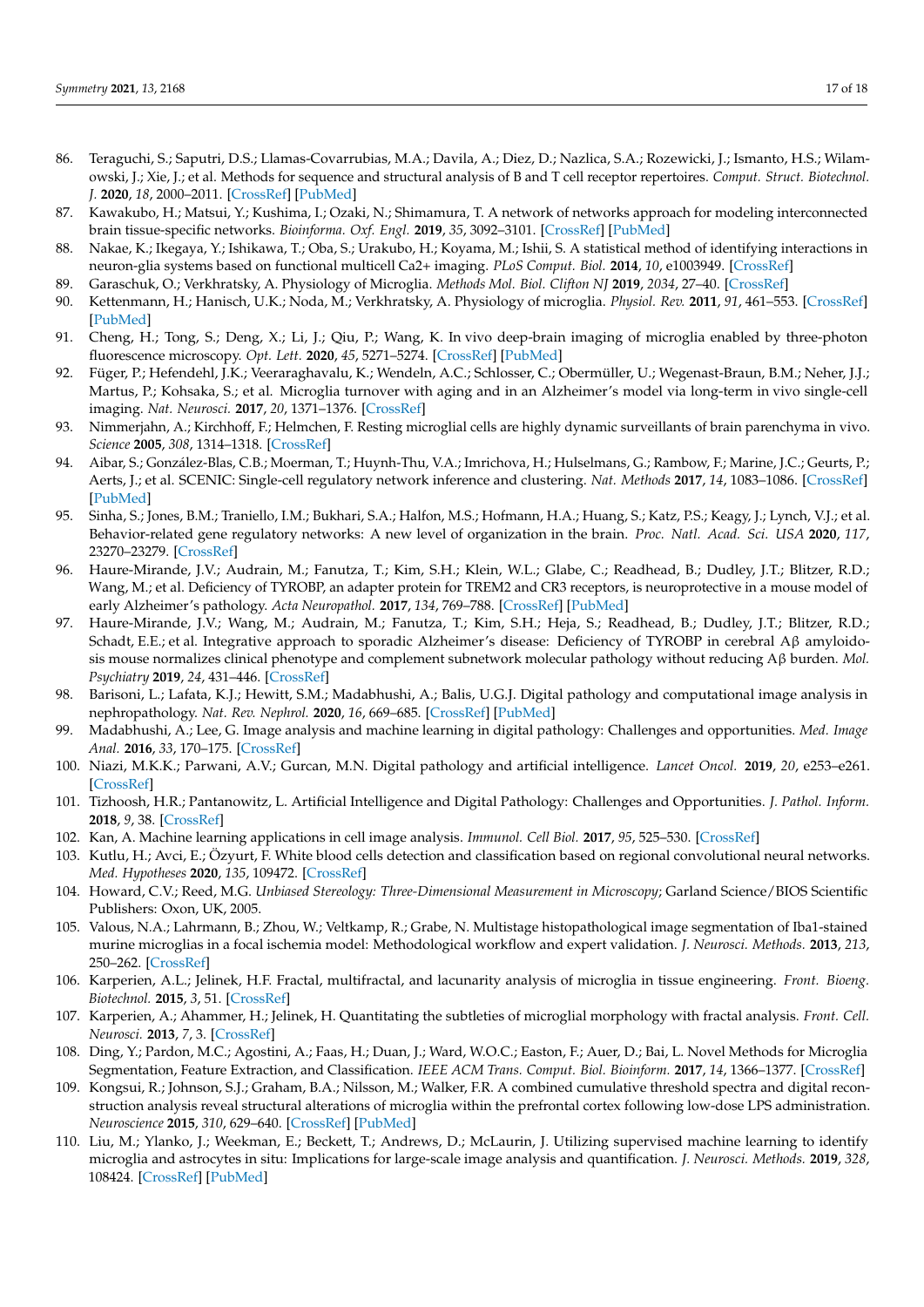86. Teraguchi, S.; Saputri, D.S.; Llamas-Covarrubias, M.A.; Davila, A.; Diez, D.; Nazlica, S.A.; Rozewicki, J.; Ismanto, H.S.; Wilamowski, J.; Xie, J.; et al. Methods for sequence and structural analysis of B and T cell receptor repertoires. *Comput. Struct. Biotechnol. J.* **2020**, *18*, 2000–2011. [CrossRef] [PubMed]
87. Kawakubo, H.; Matsui, Y.; Kushima, I.; Ozaki, N.; Shimamura, T. A network of networks approach for modeling interconnected brain tissue-specific networks. *Bioinforma. Oxf. Engl.* **2019**, *35*, 3092–3101. [CrossRef] [PubMed]
88. Nakae, K.; Ikegaya, Y.; Ishikawa, T.; Oba, S.; Urakubo, H.; Koyama, M.; Ishii, S. A statistical method of identifying interactions in neuron-glia systems based on functional multicell Ca2+ imaging. *PLoS Comput. Biol.* **2014**, *10*, e1003949. [CrossRef]
89. Garaschuk, O.; Verkhratsky, A. Physiology of Microglia. *Methods Mol. Biol. Clifton NJ* **2019**, *2034*, 27–40. [CrossRef]
90. Kettenmann, H.; Hanisch, U.K.; Noda, M.; Verkhratsky, A. Physiology of microglia. *Physiol. Rev.* **2011**, *91*, 461–553. [CrossRef] [PubMed]
91. Cheng, H.; Tong, S.; Deng, X.; Li, J.; Qiu, P.; Wang, K. In vivo deep-brain imaging of microglia enabled by three-photon fluorescence microscopy. *Opt. Lett.* **2020**, *45*, 5271–5274. [CrossRef] [PubMed]
92. Füger, P.; Hefendehl, J.K.; Veeraghavalu, K.; Wendeln, A.C.; Schlosser, C.; Obermüller, U.; Wegenast-Braun, B.M.; Neher, J.J.; Martus, P.; Kohsaka, S.; et al. Microglia turnover with aging and in an Alzheimer's model via long-term in vivo single-cell imaging. *Nat. Neurosci.* **2017**, *20*, 1371–1376. [CrossRef]
93. Nimmerjahn, A.; Kirchhoff, F.; Helmchen, F. Resting microglial cells are highly dynamic surveillants of brain parenchyma in vivo. *Science* **2005**, *308*, 1314–1318. [CrossRef]
94. Aibar, S.; González-Blas, C.B.; Moerman, T.; Huynh-Thu, V.A.; Imrichova, H.; Hulselmans, G.; Rambow, F.; Marine, J.C.; Geurts, P.; Aerts, J.; et al. SCENIC: Single-cell regulatory network inference and clustering. *Nat. Methods* **2017**, *14*, 1083–1086. [CrossRef] [PubMed]
95. Sinha, S.; Jones, B.M.; Traniello, I.M.; Bukhari, S.A.; Halfon, M.S.; Hofmann, H.A.; Huang, S.; Katz, P.S.; Keagy, J.; Lynch, V.J.; et al. Behavior-related gene regulatory networks: A new level of organization in the brain. *Proc. Natl. Acad. Sci. USA* **2020**, *117*, 23270–23279. [CrossRef]
96. Haure-Mirande, J.V.; Audrain, M.; Fanutza, T.; Kim, S.H.; Klein, W.L.; Glabe, C.; Readhead, B.; Dudley, J.T.; Blitzer, R.D.; Wang, M.; et al. Deficiency of TYROBP, an adapter protein for TREM2 and CR3 receptors, is neuroprotective in a mouse model of early Alzheimer's pathology. *Acta Neuropathol.* **2017**, *134*, 769–788. [CrossRef] [PubMed]
97. Haure-Mirande, J.V.; Wang, M.; Audrain, M.; Fanutza, T.; Kim, S.H.; Heja, S.; Readhead, B.; Dudley, J.T.; Blitzer, R.D.; Schadt, E.E.; et al. Integrative approach to sporadic Alzheimer's disease: Deficiency of TYROBP in cerebral Aβ amyloidosis mouse normalizes clinical phenotype and complement subnetwork molecular pathology without reducing Aβ burden. *Mol. Psychiatry* **2019**, *24*, 431–446. [CrossRef]
98. Barisoni, L.; Lafata, K.J.; Hewitt, S.M.; Madabhushi, A.; Balis, U.G.J. Digital pathology and computational image analysis in nephropathology. *Nat. Rev. Nephrol.* **2020**, *16*, 669–685. [CrossRef] [PubMed]
99. Madabhushi, A.; Lee, G. Image analysis and machine learning in digital pathology: Challenges and opportunities. *Med. Image Anal.* **2016**, *33*, 170–175. [CrossRef]
100. Niazi, M.K.K.; Parwani, A.V.; Gurcan, M.N. Digital pathology and artificial intelligence. *Lancet Oncol.* **2019**, *20*, e253–e261. [CrossRef]
101. Tizhoosh, H.R.; Pantanowitz, L. Artificial Intelligence and Digital Pathology: Challenges and Opportunities. *J. Pathol. Inform.* **2018**, *9*, 38. [CrossRef]
102. Kan, A. Machine learning applications in cell image analysis. *Immunol. Cell Biol.* **2017**, *95*, 525–530. [CrossRef]
103. Kutlu, H.; Avci, E.; Özyurt, F. White blood cells detection and classification based on regional convolutional neural networks. *Med. Hypotheses* **2020**, *135*, 109472. [CrossRef]
104. Howard, C.V.; Reed, M.G. *Unbiased Stereology: Three-Dimensional Measurement in Microscopy*; Garland Science/BIOS Scientific Publishers: Oxon, UK, 2005.
105. Valous, N.A.; Lahrmann, B.; Zhou, W.; Veltkamp, R.; Grabe, N. Multistage histopathological image segmentation of Iba1-stained murine microglias in a focal ischemia model: Methodological workflow and expert validation. *J. Neurosci. Methods.* **2013**, *213*, 250–262. [CrossRef]
106. Karperien, A.L.; Jelinek, H.F. Fractal, multifractal, and lacunarity analysis of microglia in tissue engineering. *Front. Bioeng. Biotechnol.* **2015**, *3*, 51. [CrossRef]
107. Karperien, A.; Ahammer, H.; Jelinek, H. Quantitating the subtleties of microglial morphology with fractal analysis. *Front. Cell. Neurosci.* **2013**, *7*, 3. [CrossRef]
108. Ding, Y.; Pardon, M.C.; Agostini, A.; Faas, H.; Duan, J.; Ward, W.O.C.; Easton, F.; Auer, D.; Bai, L. Novel Methods for Microglia Segmentation, Feature Extraction, and Classification. *IEEE ACM Trans. Comput. Biol. Bioinform.* **2017**, *14*, 1366–1377. [CrossRef]
109. Kongsui, R.; Johnson, S.J.; Graham, B.A.; Nilsson, M.; Walker, F.R. A combined cumulative threshold spectra and digital reconstruction analysis reveal structural alterations of microglia within the prefrontal cortex following low-dose LPS administration. *Neuroscience* **2015**, *310*, 629–640. [CrossRef] [PubMed]
110. Liu, M.; Ylanko, J.; Weekman, E.; Beckett, T.; Andrews, D.; McLaurin, J. Utilizing supervised machine learning to identify microglia and astrocytes in situ: Implications for large-scale image analysis and quantification. *J. Neurosci. Methods.* **2019**, *328*, 108424. [CrossRef] [PubMed]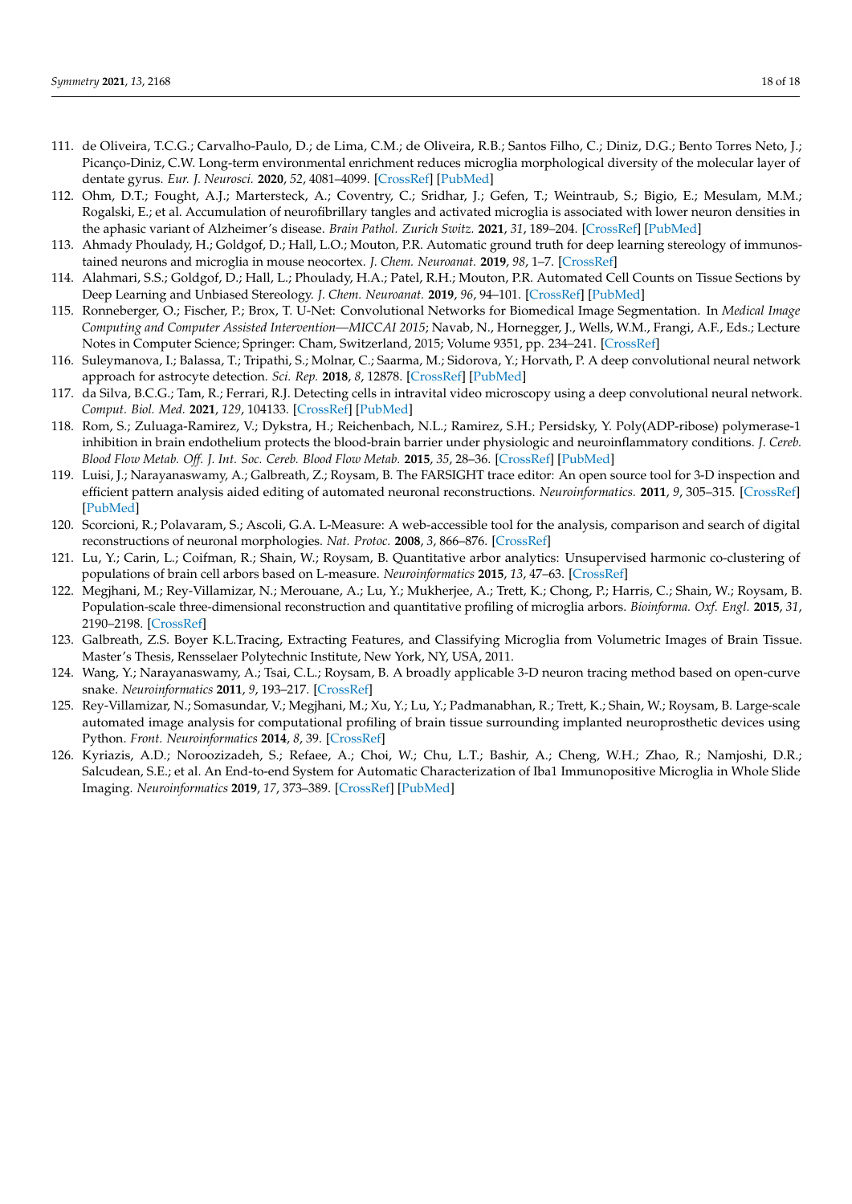111. de Oliveira, T.C.G.; Carvalho-Paulo, D.; de Lima, C.M.; de Oliveira, R.B.; Santos Filho, C.; Diniz, D.G.; Bento Torres Neto, J.; Picanço-Diniz, C.W. Long-term environmental enrichment reduces microglia morphological diversity of the molecular layer of dentate gyrus. *Eur. J. Neurosci.* **2020**, *52*, 4081–4099. [CrossRef] [PubMed]
112. Ohm, D.T.; Fought, A.J.; Martersteck, A.; Coventry, C.; Sridhar, J.; Gefen, T.; Weintraub, S.; Bigio, E.; Mesulam, M.M.; Rogalski, E.; et al. Accumulation of neurofibrillary tangles and activated microglia is associated with lower neuron densities in the aphasic variant of Alzheimer's disease. *Brain Pathol. Zurich Switz.* **2021**, *31*, 189–204. [CrossRef] [PubMed]
113. Ahmady Phoulady, H.; Goldgof, D.; Hall, L.O.; Mouton, P.R. Automatic ground truth for deep learning stereology of immunostained neurons and microglia in mouse neocortex. *J. Chem. Neuroanat.* **2019**, *98*, 1–7. [CrossRef]
114. Alahmari, S.S.; Goldgof, D.; Hall, L.; Phoulady, H.A.; Patel, R.H.; Mouton, P.R. Automated Cell Counts on Tissue Sections by Deep Learning and Unbiased Stereology. *J. Chem. Neuroanat.* **2019**, *96*, 94–101. [CrossRef] [PubMed]
115. Ronneberger, O.; Fischer, P.; Brox, T. U-Net: Convolutional Networks for Biomedical Image Segmentation. In *Medical Image Computing and Computer Assisted Intervention—MICCAI 2015*; Navab, N., Hornegger, J., Wells, W.M., Frangi, A.F., Eds.; Lecture Notes in Computer Science; Springer: Cham, Switzerland, 2015; Volume 9351, pp. 234–241. [CrossRef]
116. Suleymanova, I.; Balassa, T.; Tripathi, S.; Molnar, C.; Saarma, M.; Sidorova, Y.; Horvath, P. A deep convolutional neural network approach for astrocyte detection. *Sci. Rep.* **2018**, *8*, 12878. [CrossRef] [PubMed]
117. da Silva, B.C.G.; Tam, R.; Ferrari, R.J. Detecting cells in intravital video microscopy using a deep convolutional neural network. *Comput. Biol. Med.* **2021**, *129*, 104133. [CrossRef] [PubMed]
118. Rom, S.; Zuluaga-Ramirez, V.; Dykstra, H.; Reichenbach, N.L.; Ramirez, S.H.; Persidsky, Y. Poly(ADP-ribose) polymerase-1 inhibition in brain endothelium protects the blood-brain barrier under physiologic and neuroinflammatory conditions. *J. Cereb. Blood Flow Metab. Off. J. Int. Soc. Cereb. Blood Flow Metab.* **2015**, *35*, 28–36. [CrossRef] [PubMed]
119. Luisi, J.; Narayanaswamy, A.; Galbreath, Z.; Roysam, B. The FARSIGHT trace editor: An open source tool for 3-D inspection and efficient pattern analysis aided editing of automated neuronal reconstructions. *Neuroinformatics.* **2011**, *9*, 305–315. [CrossRef] [PubMed]
120. Scorcioni, R.; Polavaram, S.; Ascoli, G.A. L-Measure: A web-accessible tool for the analysis, comparison and search of digital reconstructions of neuronal morphologies. *Nat. Protoc.* **2008**, *3*, 866–876. [CrossRef]
121. Lu, Y.; Carin, L.; Coifman, R.; Shain, W.; Roysam, B. Quantitative arbor analytics: Unsupervised harmonic co-clustering of populations of brain cell arbors based on L-measure. *Neuroinformatics* **2015**, *13*, 47–63. [CrossRef]
122. Megjhani, M.; Rey-Villamizar, N.; Merouane, A.; Lu, Y.; Mukherjee, A.; Trett, K.; Chong, P.; Harris, C.; Shain, W.; Roysam, B. Population-scale three-dimensional reconstruction and quantitative profiling of microglia arbors. *Bioinforma. Oxf. Engl.* **2015**, *31*, 2190–2198. [CrossRef]
123. Galbreath, Z.S. Boyer K.L.Tracing, Extracting Features, and Classifying Microglia from Volumetric Images of Brain Tissue. Master's Thesis, Rensselaer Polytechnic Institute, New York, NY, USA, 2011.
124. Wang, Y.; Narayanaswamy, A.; Tsai, C.L.; Roysam, B. A broadly applicable 3-D neuron tracing method based on open-curve snake. *Neuroinformatics* **2011**, *9*, 193–217. [CrossRef]
125. Rey-Villamizar, N.; Somasundar, V.; Megjhani, M.; Xu, Y.; Lu, Y.; Padmanabhan, R.; Trett, K.; Shain, W.; Roysam, B. Large-scale automated image analysis for computational profiling of brain tissue surrounding implanted neuroprosthetic devices using Python. *Front. Neuroinformatics* **2014**, *8*, 39. [CrossRef]
126. Kyriazis, A.D.; Noroozizadeh, S.; Refaee, A.; Choi, W.; Chu, L.T.; Bashir, A.; Cheng, W.H.; Zhao, R.; Namjoshi, D.R.; Salcudean, S.E.; et al. An End-to-end System for Automatic Characterization of Iba1 Immunopositive Microglia in Whole Slide Imaging. *Neuroinformatics* **2019**, *17*, 373–389. [CrossRef] [PubMed]